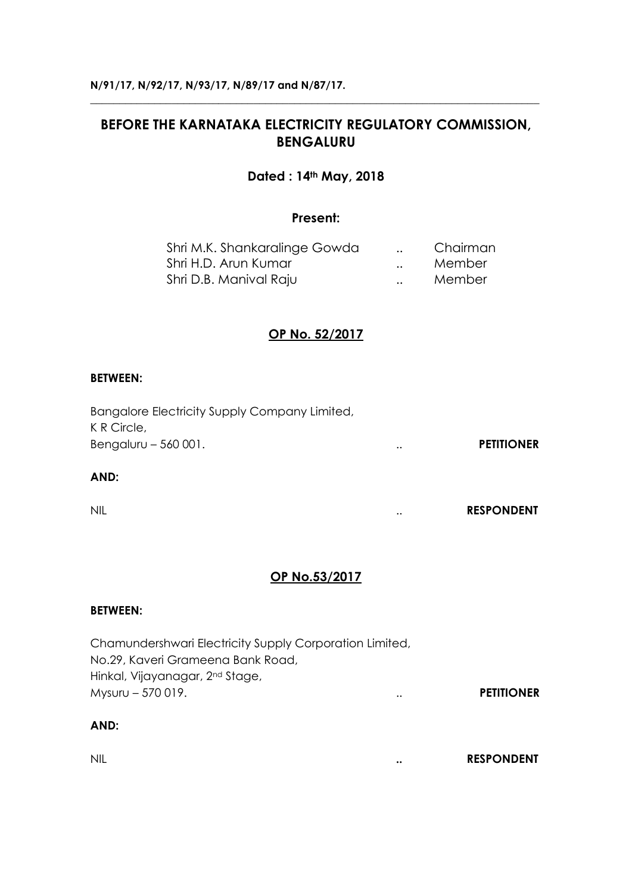**N/91/17, N/92/17, N/93/17, N/89/17 and N/87/17.**

---

# BEFORE THE KARNATAKA ELECTRICITY REGULATORY COMMISSION, BENGALURU

**Dated : 14th May, 2018**

**Present:**

| | | |
|---|---|---|
| Shri M.K. Shankaralinge Gowda | .. | Chairman |
| Shri H.D. Arun Kumar | .. | Member |
| Shri D.B. Manival Raju | .. | Member |

## OP No. 52/2017

**BETWEEN:**

Bangalore Electricity Supply Company Limited,
K R Circle,
Bengaluru – 560 001. .. **PETITIONER**

**AND:**

NIL .. **RESPONDENT**

## OP No.53/2017

**BETWEEN:**

Chamundershwari Electricity Supply Corporation Limited,
No.29, Kaveri Grameena Bank Road,
Hinkal, Vijayanagar, 2nd Stage,
Mysuru – 570 019. .. **PETITIONER**

**AND:**

NIL .. **RESPONDENT**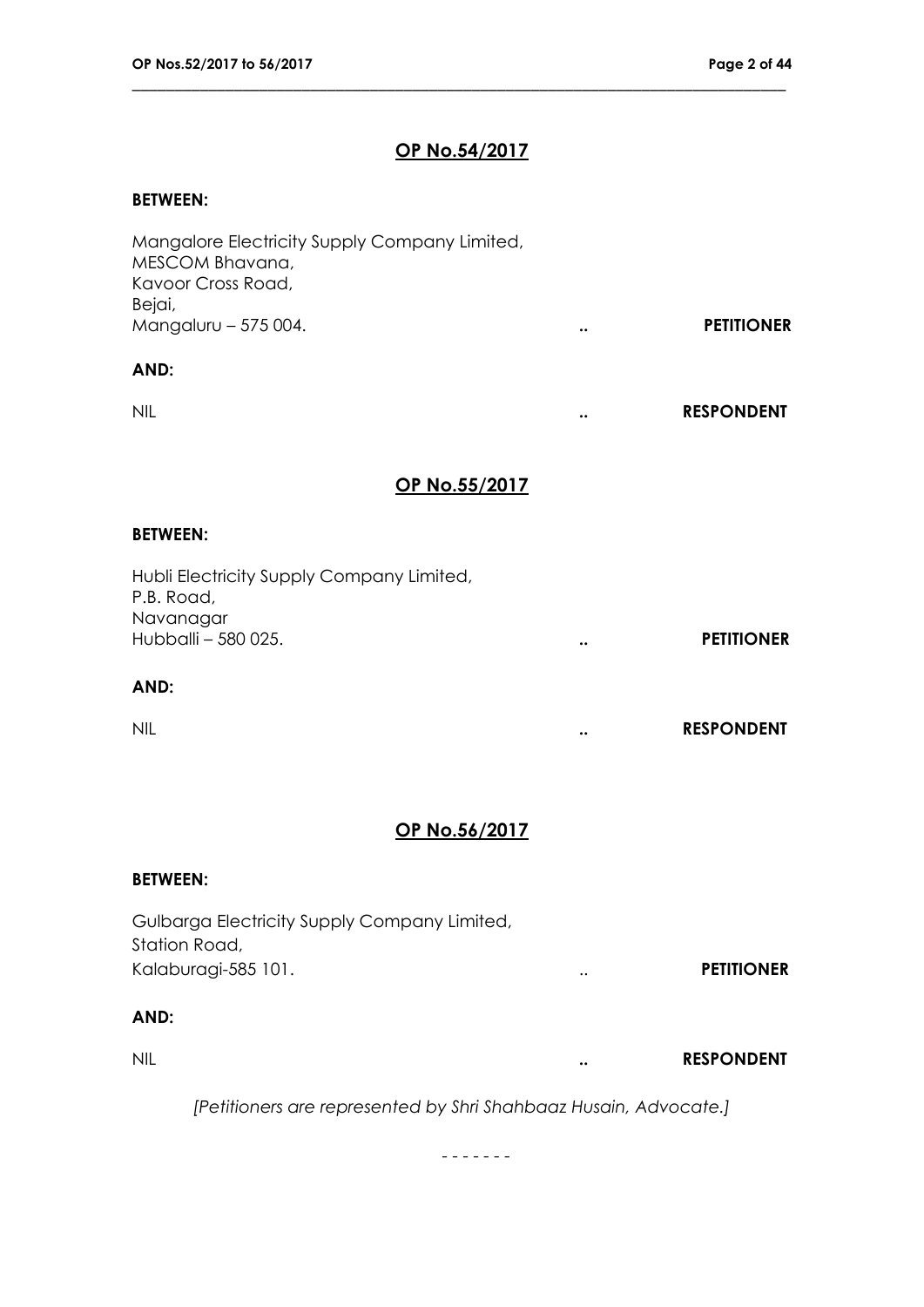## OP No.54/2017

**BETWEEN:**

Mangalore Electricity Supply Company Limited,
MESCOM Bhavana,
Kavoor Cross Road,
Bejai,
Mangaluru – 575 004. .. **PETITIONER**

**AND:**

NIL .. **RESPONDENT**

## OP No.55/2017

**BETWEEN:**

Hubli Electricity Supply Company Limited,
P.B. Road,
Navanagar
Hubballi – 580 025. .. **PETITIONER**

**AND:**

NIL .. **RESPONDENT**

## OP No.56/2017

**BETWEEN:**

Gulbarga Electricity Supply Company Limited,
Station Road,
Kalaburagi-585 101. .. **PETITIONER**

**AND:**

NIL .. **RESPONDENT**

*[Petitioners are represented by Shri Shahbaaz Husain, Advocate.]*

- - - - - - -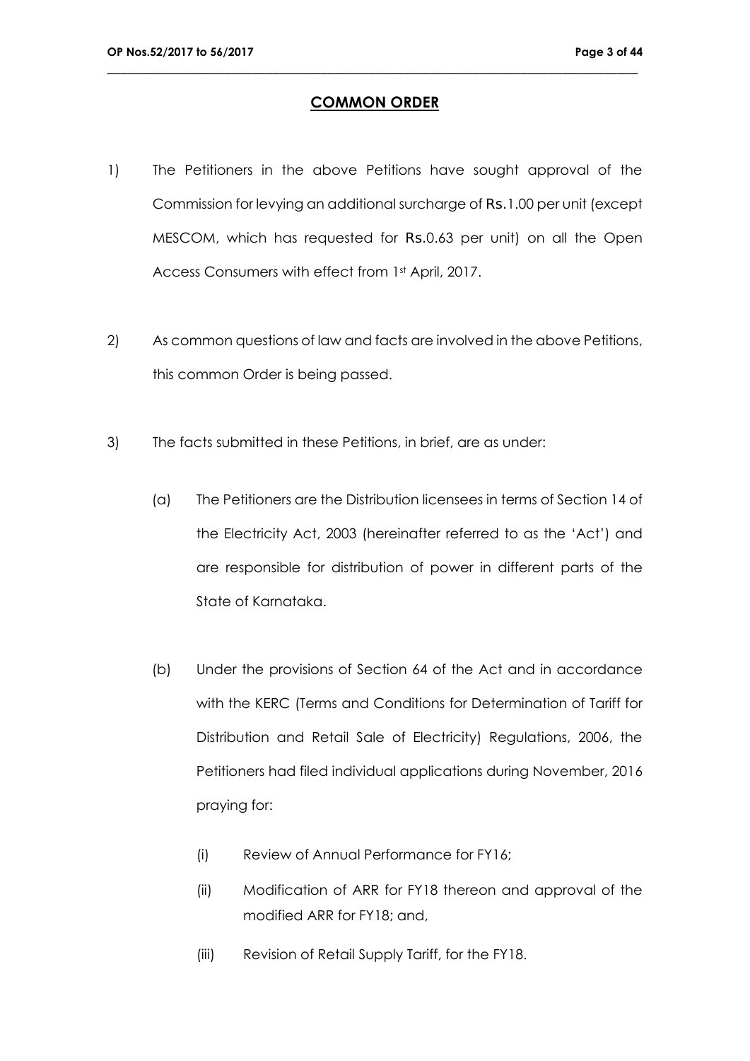## COMMON ORDER

1) The Petitioners in the above Petitions have sought approval of the Commission for levying an additional surcharge of Rs.1.00 per unit (except MESCOM, which has requested for Rs.0.63 per unit) on all the Open Access Consumers with effect from 1st April, 2017.

2) As common questions of law and facts are involved in the above Petitions, this common Order is being passed.

3) The facts submitted in these Petitions, in brief, are as under:

   (a) The Petitioners are the Distribution licensees in terms of Section 14 of the Electricity Act, 2003 (hereinafter referred to as the 'Act') and are responsible for distribution of power in different parts of the State of Karnataka.

   (b) Under the provisions of Section 64 of the Act and in accordance with the KERC (Terms and Conditions for Determination of Tariff for Distribution and Retail Sale of Electricity) Regulations, 2006, the Petitioners had filed individual applications during November, 2016 praying for:

      (i) Review of Annual Performance for FY16;

      (ii) Modification of ARR for FY18 thereon and approval of the modified ARR for FY18; and,

      (iii) Revision of Retail Supply Tariff, for the FY18.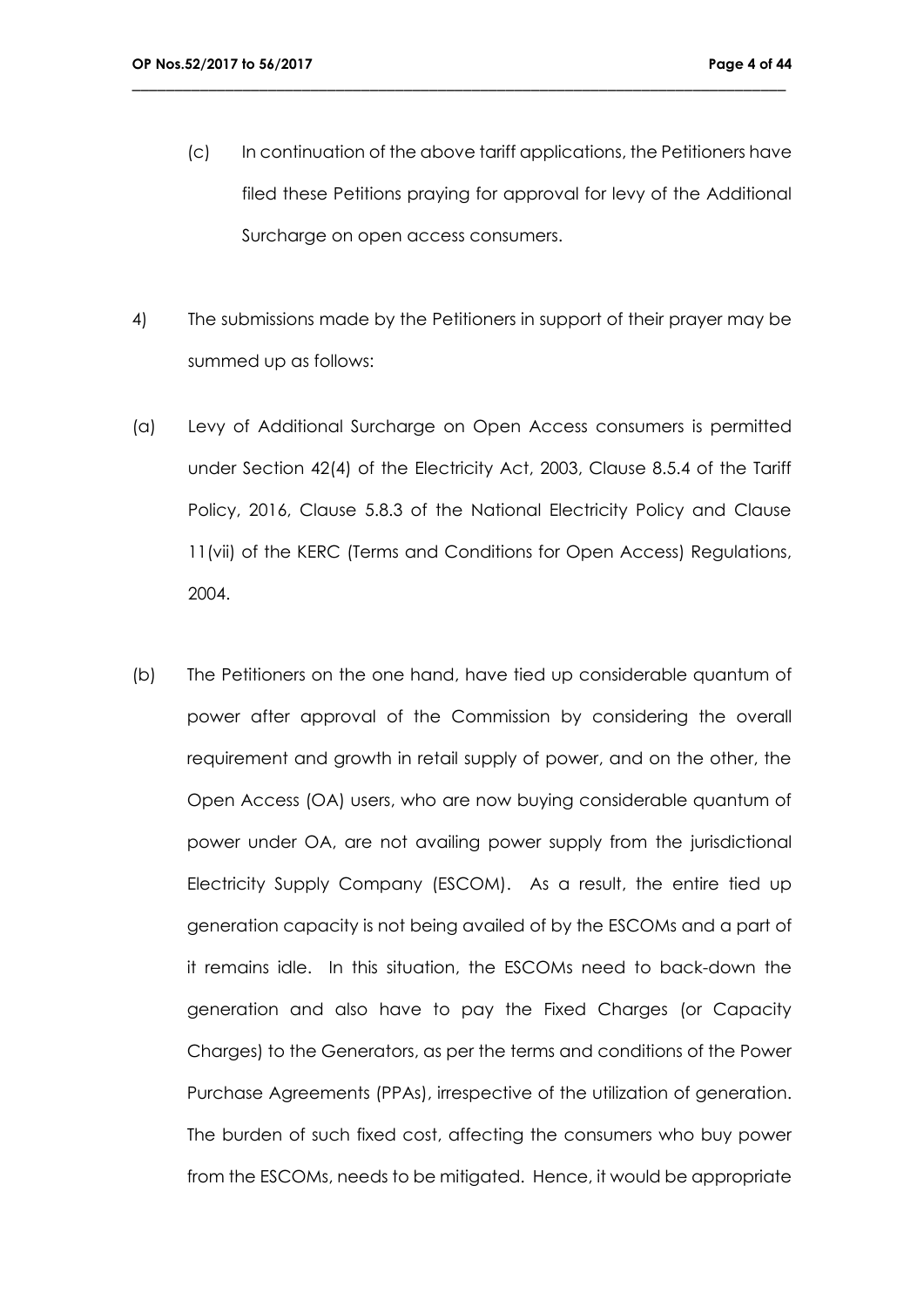(c) In continuation of the above tariff applications, the Petitioners have filed these Petitions praying for approval for levy of the Additional Surcharge on open access consumers.

4) The submissions made by the Petitioners in support of their prayer may be summed up as follows:

(a) Levy of Additional Surcharge on Open Access consumers is permitted under Section 42(4) of the Electricity Act, 2003, Clause 8.5.4 of the Tariff Policy, 2016, Clause 5.8.3 of the National Electricity Policy and Clause 11(vii) of the KERC (Terms and Conditions for Open Access) Regulations, 2004.

(b) The Petitioners on the one hand, have tied up considerable quantum of power after approval of the Commission by considering the overall requirement and growth in retail supply of power, and on the other, the Open Access (OA) users, who are now buying considerable quantum of power under OA, are not availing power supply from the jurisdictional Electricity Supply Company (ESCOM). As a result, the entire tied up generation capacity is not being availed of by the ESCOMs and a part of it remains idle. In this situation, the ESCOMs need to back-down the generation and also have to pay the Fixed Charges (or Capacity Charges) to the Generators, as per the terms and conditions of the Power Purchase Agreements (PPAs), irrespective of the utilization of generation. The burden of such fixed cost, affecting the consumers who buy power from the ESCOMs, needs to be mitigated. Hence, it would be appropriate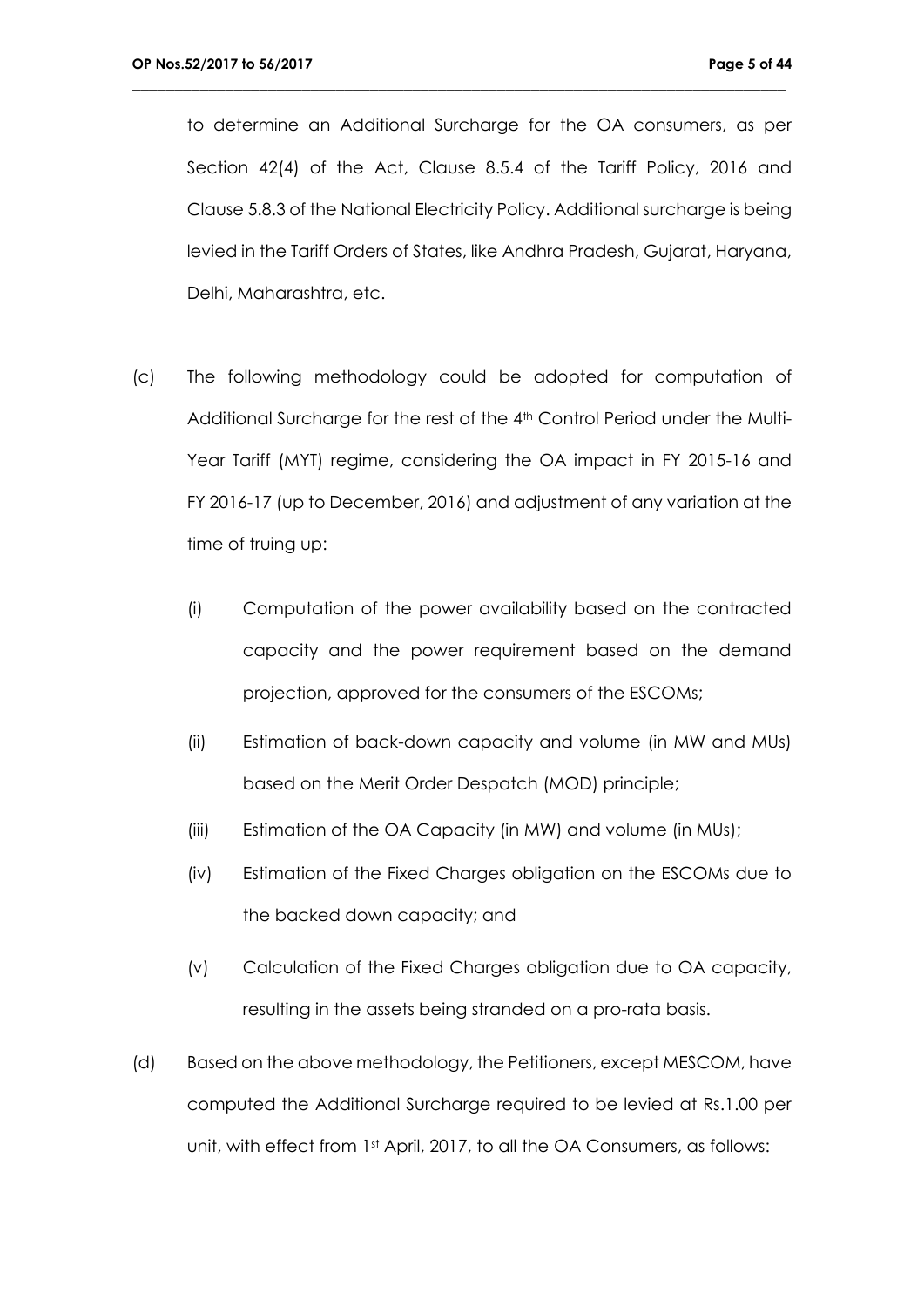to determine an Additional Surcharge for the OA consumers, as per Section 42(4) of the Act, Clause 8.5.4 of the Tariff Policy, 2016 and Clause 5.8.3 of the National Electricity Policy. Additional surcharge is being levied in the Tariff Orders of States, like Andhra Pradesh, Gujarat, Haryana, Delhi, Maharashtra, etc.

(c) The following methodology could be adopted for computation of Additional Surcharge for the rest of the 4th Control Period under the Multi-Year Tariff (MYT) regime, considering the OA impact in FY 2015-16 and FY 2016-17 (up to December, 2016) and adjustment of any variation at the time of truing up:

   (i) Computation of the power availability based on the contracted capacity and the power requirement based on the demand projection, approved for the consumers of the ESCOMs;

   (ii) Estimation of back-down capacity and volume (in MW and MUs) based on the Merit Order Despatch (MOD) principle;

   (iii) Estimation of the OA Capacity (in MW) and volume (in MUs);

   (iv) Estimation of the Fixed Charges obligation on the ESCOMs due to the backed down capacity; and

   (v) Calculation of the Fixed Charges obligation due to OA capacity, resulting in the assets being stranded on a pro-rata basis.

(d) Based on the above methodology, the Petitioners, except MESCOM, have computed the Additional Surcharge required to be levied at Rs.1.00 per unit, with effect from 1st April, 2017, to all the OA Consumers, as follows: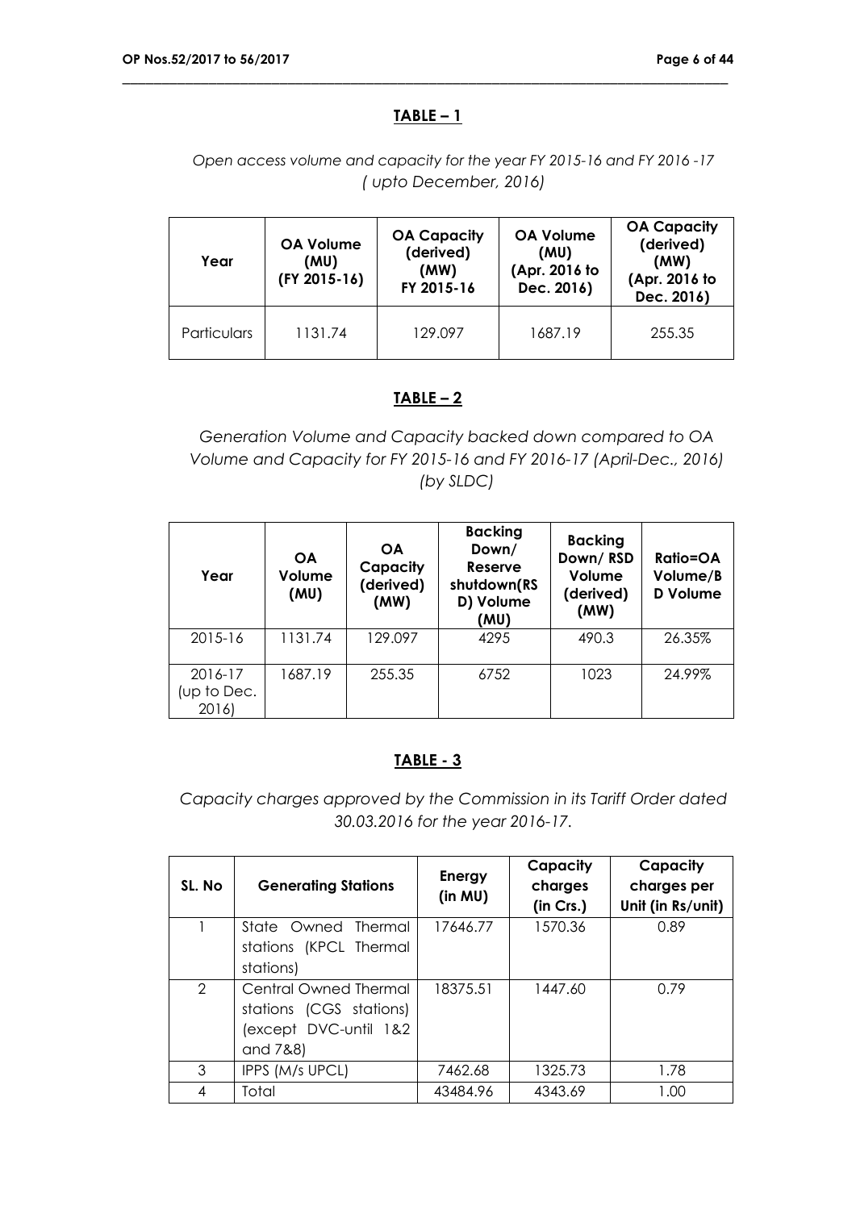**TABLE – 1**

*Open access volume and capacity for the year FY 2015-16 and FY 2016 -17 ( upto December, 2016)*

| Year | OA Volume (MU) (FY 2015-16) | OA Capacity (derived) (MW) FY 2015-16 | OA Volume (MU) (Apr. 2016 to Dec. 2016) | OA Capacity (derived) (MW) (Apr. 2016 to Dec. 2016) |
|---|---|---|---|---|
| Particulars | 1131.74 | 129.097 | 1687.19 | 255.35 |

**TABLE – 2**

*Generation Volume and Capacity backed down compared to OA Volume and Capacity for FY 2015-16 and FY 2016-17 (April-Dec., 2016) (by SLDC)*

| Year | OA Volume (MU) | OA Capacity (derived) (MW) | Backing Down/ Reserve shutdown(RSD) Volume (MU) | Backing Down/ RSD Volume (derived) (MW) | Ratio=OA Volume/BD Volume |
|---|---|---|---|---|---|
| 2015-16 | 1131.74 | 129.097 | 4295 | 490.3 | 26.35% |
| 2016-17 (up to Dec. 2016) | 1687.19 | 255.35 | 6752 | 1023 | 24.99% |

**TABLE - 3**

*Capacity charges approved by the Commission in its Tariff Order dated 30.03.2016 for the year 2016-17.*

| SL. No | Generating Stations | Energy (in MU) | Capacity charges (in Crs.) | Capacity charges per Unit (in Rs/unit) |
|---|---|---|---|---|
| 1 | State Owned Thermal stations (KPCL Thermal stations) | 17646.77 | 1570.36 | 0.89 |
| 2 | Central Owned Thermal stations (CGS stations) (except DVC-until 1&2 and 7&8) | 18375.51 | 1447.60 | 0.79 |
| 3 | IPPS (M/s UPCL) | 7462.68 | 1325.73 | 1.78 |
| 4 | Total | 43484.96 | 4343.69 | 1.00 |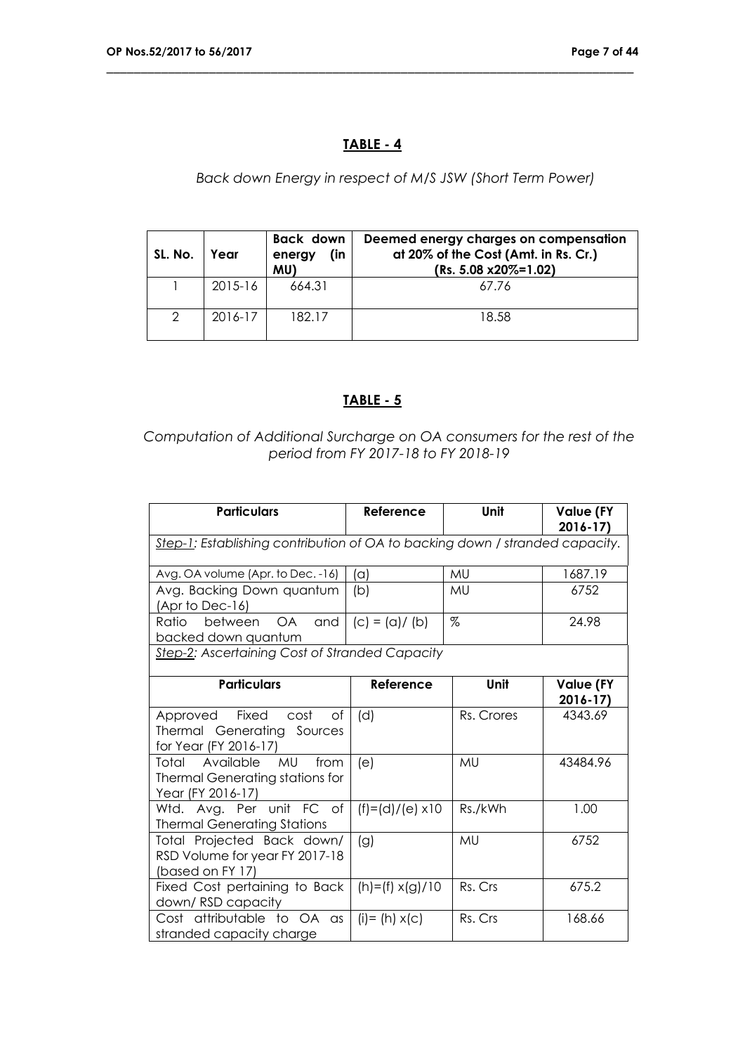## TABLE - 4

*Back down Energy in respect of M/S JSW (Short Term Power)*

| SL. No. | Year | Back down energy (in MU) | Deemed energy charges on compensation at 20% of the Cost (Amt. in Rs. Cr.) (Rs. 5.08 x20%=1.02) |
|---|---|---|---|
| 1 | 2015-16 | 664.31 | 67.76 |
| 2 | 2016-17 | 182.17 | 18.58 |

## TABLE - 5

*Computation of Additional Surcharge on OA consumers for the rest of the period from FY 2017-18 to FY 2018-19*

| Particulars | Reference | Unit | Value (FY 2016-17) |
|---|---|---|---|
| *Step-1: Establishing contribution of OA to backing down / stranded capacity.* | | | |
| Avg. OA volume (Apr. to Dec. -16) | (a) | MU | 1687.19 |
| Avg. Backing Down quantum (Apr to Dec-16) | (b) | MU | 6752 |
| Ratio between OA and backed down quantum | (c) = (a)/ (b) | % | 24.98 |
| *Step-2: Ascertaining Cost of Stranded Capacity* | | | |
| **Particulars** | **Reference** | **Unit** | **Value (FY 2016-17)** |
| Approved Fixed cost of Thermal Generating Sources for Year (FY 2016-17) | (d) | Rs. Crores | 4343.69 |
| Total Available MU from Thermal Generating stations for Year (FY 2016-17) | (e) | MU | 43484.96 |
| Wtd. Avg. Per unit FC of Thermal Generating Stations | (f)=(d)/(e) x10 | Rs./kWh | 1.00 |
| Total Projected Back down/ RSD Volume for year FY 2017-18 (based on FY 17) | (g) | MU | 6752 |
| Fixed Cost pertaining to Back down/ RSD capacity | (h)=(f) x(g)/10 | Rs. Crs | 675.2 |
| Cost attributable to OA as stranded capacity charge | (i)= (h) x(c) | Rs. Crs | 168.66 |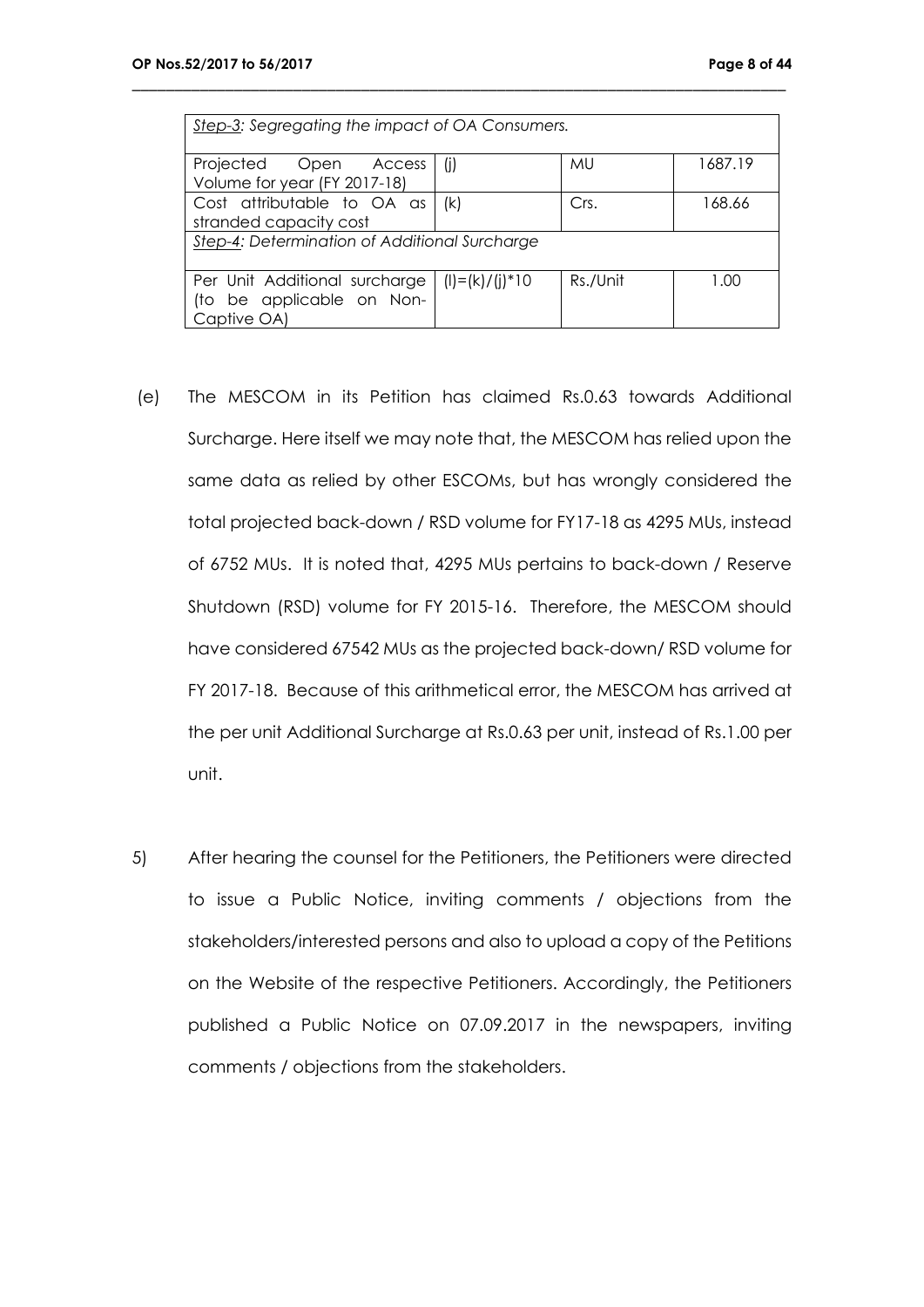| *Step-3: Segregating the impact of OA Consumers.* | | | |
|---|---|---|---|
| Projected Open Access Volume for year (FY 2017-18) | (j) | MU | 1687.19 |
| Cost attributable to OA as stranded capacity cost | (k) | Crs. | 168.66 |
| *Step-4: Determination of Additional Surcharge* | | | |
| Per Unit Additional surcharge (to be applicable on Non-Captive OA) | (l)=(k)/(j)*10 | Rs./Unit | 1.00 |

(e) The MESCOM in its Petition has claimed Rs.0.63 towards Additional Surcharge. Here itself we may note that, the MESCOM has relied upon the same data as relied by other ESCOMs, but has wrongly considered the total projected back-down / RSD volume for FY17-18 as 4295 MUs, instead of 6752 MUs. It is noted that, 4295 MUs pertains to back-down / Reserve Shutdown (RSD) volume for FY 2015-16. Therefore, the MESCOM should have considered 67542 MUs as the projected back-down/ RSD volume for FY 2017-18. Because of this arithmetical error, the MESCOM has arrived at the per unit Additional Surcharge at Rs.0.63 per unit, instead of Rs.1.00 per unit.

5) After hearing the counsel for the Petitioners, the Petitioners were directed to issue a Public Notice, inviting comments / objections from the stakeholders/interested persons and also to upload a copy of the Petitions on the Website of the respective Petitioners. Accordingly, the Petitioners published a Public Notice on 07.09.2017 in the newspapers, inviting comments / objections from the stakeholders.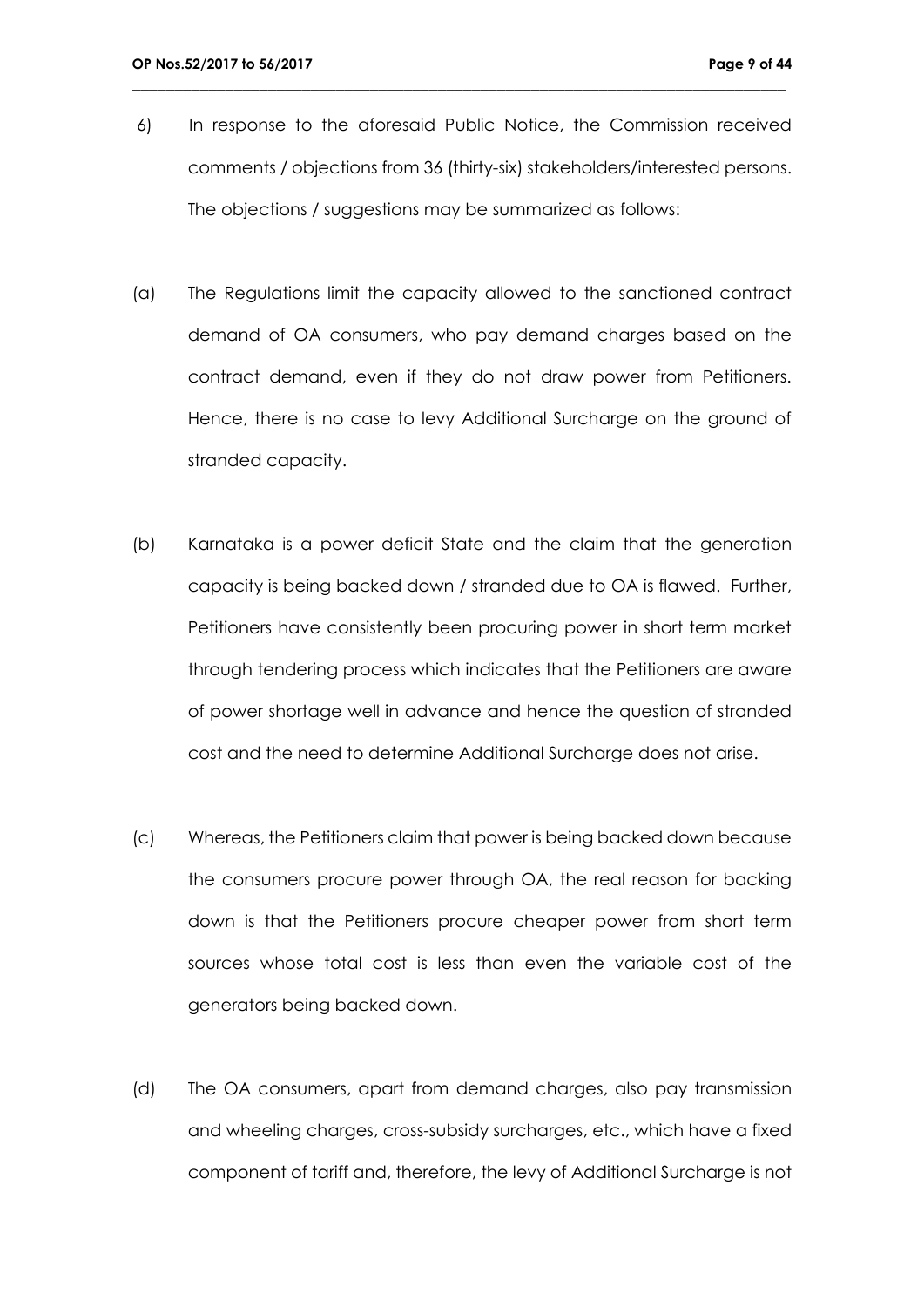6) In response to the aforesaid Public Notice, the Commission received comments / objections from 36 (thirty-six) stakeholders/interested persons. The objections / suggestions may be summarized as follows:

(a) The Regulations limit the capacity allowed to the sanctioned contract demand of OA consumers, who pay demand charges based on the contract demand, even if they do not draw power from Petitioners. Hence, there is no case to levy Additional Surcharge on the ground of stranded capacity.

(b) Karnataka is a power deficit State and the claim that the generation capacity is being backed down / stranded due to OA is flawed. Further, Petitioners have consistently been procuring power in short term market through tendering process which indicates that the Petitioners are aware of power shortage well in advance and hence the question of stranded cost and the need to determine Additional Surcharge does not arise.

(c) Whereas, the Petitioners claim that power is being backed down because the consumers procure power through OA, the real reason for backing down is that the Petitioners procure cheaper power from short term sources whose total cost is less than even the variable cost of the generators being backed down.

(d) The OA consumers, apart from demand charges, also pay transmission and wheeling charges, cross-subsidy surcharges, etc., which have a fixed component of tariff and, therefore, the levy of Additional Surcharge is not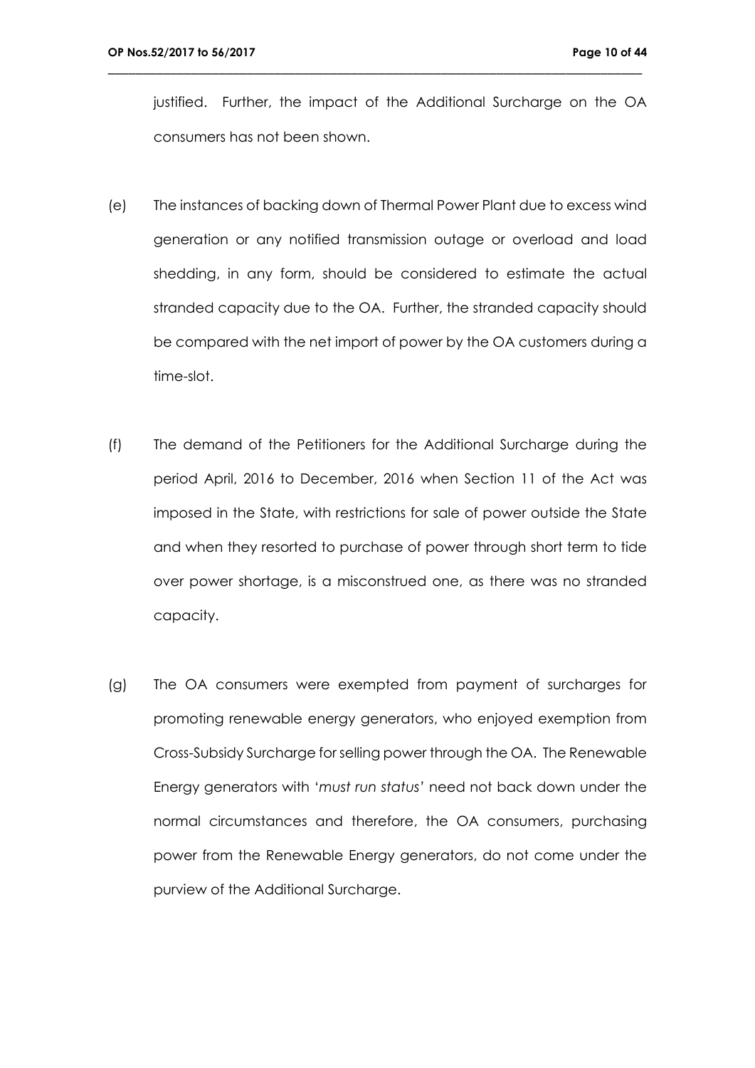justified. Further, the impact of the Additional Surcharge on the OA consumers has not been shown.

(e) The instances of backing down of Thermal Power Plant due to excess wind generation or any notified transmission outage or overload and load shedding, in any form, should be considered to estimate the actual stranded capacity due to the OA. Further, the stranded capacity should be compared with the net import of power by the OA customers during a time-slot.

(f) The demand of the Petitioners for the Additional Surcharge during the period April, 2016 to December, 2016 when Section 11 of the Act was imposed in the State, with restrictions for sale of power outside the State and when they resorted to purchase of power through short term to tide over power shortage, is a misconstrued one, as there was no stranded capacity.

(g) The OA consumers were exempted from payment of surcharges for promoting renewable energy generators, who enjoyed exemption from Cross-Subsidy Surcharge for selling power through the OA. The Renewable Energy generators with '*must run status*' need not back down under the normal circumstances and therefore, the OA consumers, purchasing power from the Renewable Energy generators, do not come under the purview of the Additional Surcharge.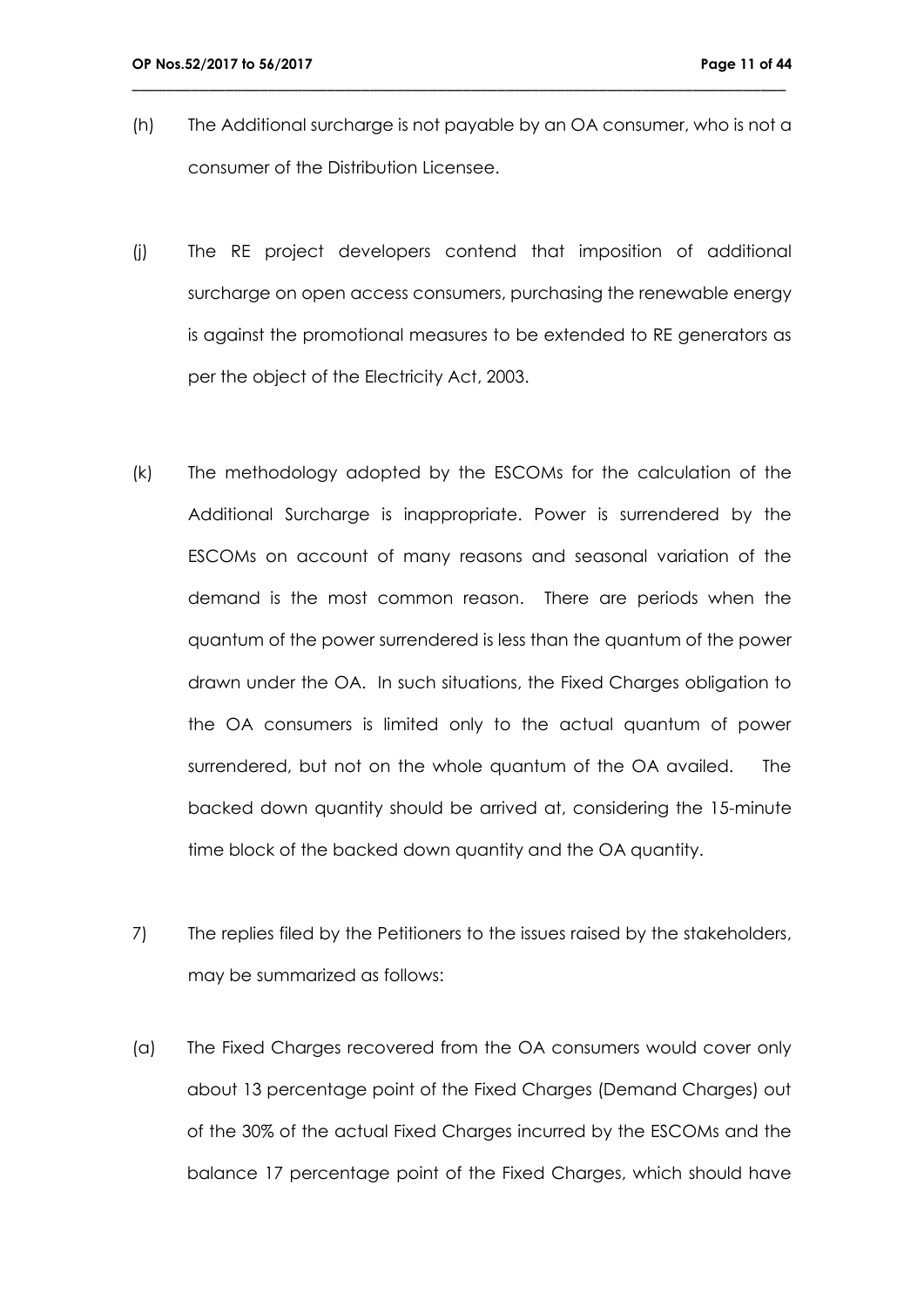(h) The Additional surcharge is not payable by an OA consumer, who is not a consumer of the Distribution Licensee.

(j) The RE project developers contend that imposition of additional surcharge on open access consumers, purchasing the renewable energy is against the promotional measures to be extended to RE generators as per the object of the Electricity Act, 2003.

(k) The methodology adopted by the ESCOMs for the calculation of the Additional Surcharge is inappropriate. Power is surrendered by the ESCOMs on account of many reasons and seasonal variation of the demand is the most common reason. There are periods when the quantum of the power surrendered is less than the quantum of the power drawn under the OA. In such situations, the Fixed Charges obligation to the OA consumers is limited only to the actual quantum of power surrendered, but not on the whole quantum of the OA availed. The backed down quantity should be arrived at, considering the 15-minute time block of the backed down quantity and the OA quantity.

7) The replies filed by the Petitioners to the issues raised by the stakeholders, may be summarized as follows:

(a) The Fixed Charges recovered from the OA consumers would cover only about 13 percentage point of the Fixed Charges (Demand Charges) out of the 30% of the actual Fixed Charges incurred by the ESCOMs and the balance 17 percentage point of the Fixed Charges, which should have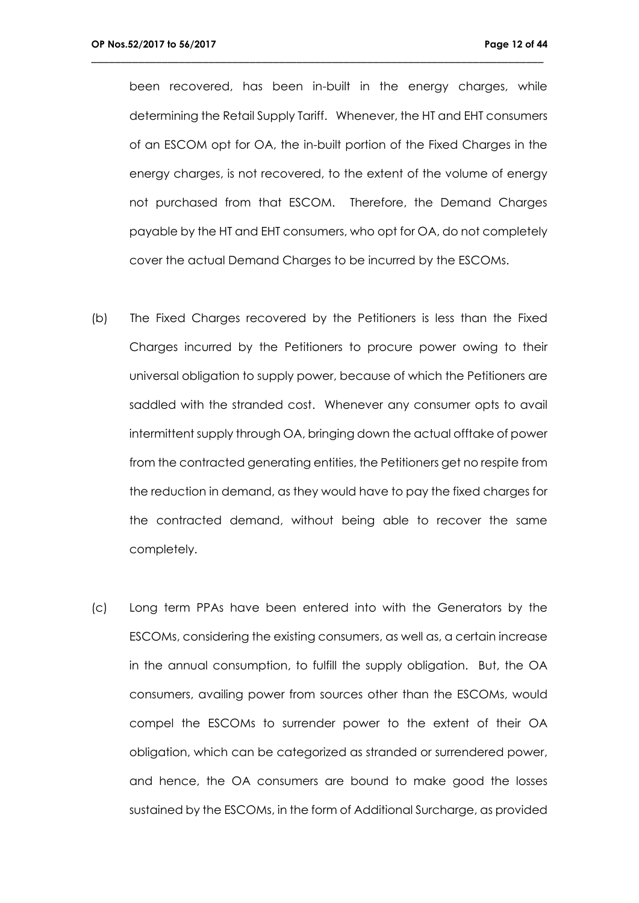been recovered, has been in-built in the energy charges, while determining the Retail Supply Tariff. Whenever, the HT and EHT consumers of an ESCOM opt for OA, the in-built portion of the Fixed Charges in the energy charges, is not recovered, to the extent of the volume of energy not purchased from that ESCOM. Therefore, the Demand Charges payable by the HT and EHT consumers, who opt for OA, do not completely cover the actual Demand Charges to be incurred by the ESCOMs.

(b) The Fixed Charges recovered by the Petitioners is less than the Fixed Charges incurred by the Petitioners to procure power owing to their universal obligation to supply power, because of which the Petitioners are saddled with the stranded cost. Whenever any consumer opts to avail intermittent supply through OA, bringing down the actual offtake of power from the contracted generating entities, the Petitioners get no respite from the reduction in demand, as they would have to pay the fixed charges for the contracted demand, without being able to recover the same completely.

(c) Long term PPAs have been entered into with the Generators by the ESCOMs, considering the existing consumers, as well as, a certain increase in the annual consumption, to fulfill the supply obligation. But, the OA consumers, availing power from sources other than the ESCOMs, would compel the ESCOMs to surrender power to the extent of their OA obligation, which can be categorized as stranded or surrendered power, and hence, the OA consumers are bound to make good the losses sustained by the ESCOMs, in the form of Additional Surcharge, as provided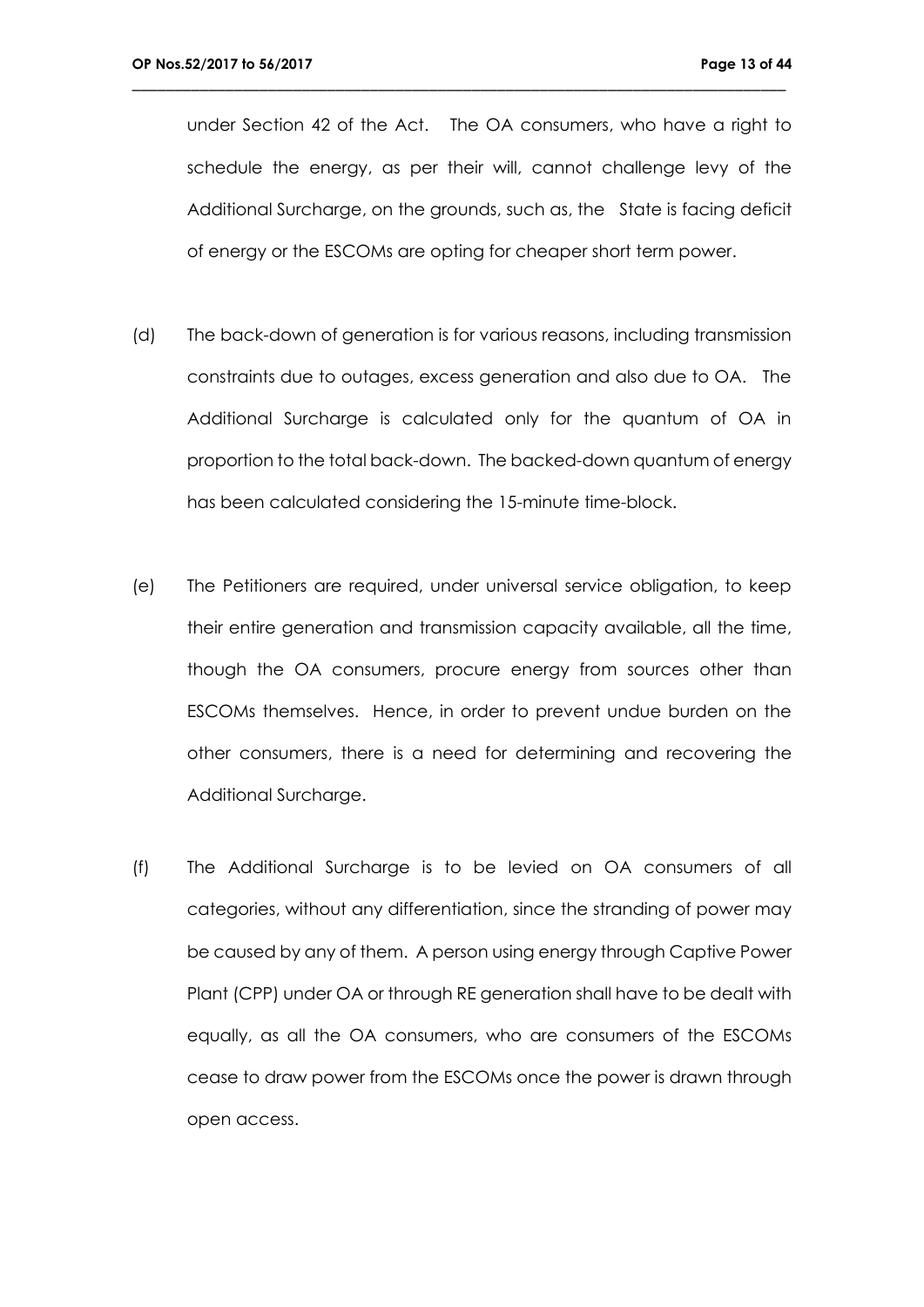under Section 42 of the Act. The OA consumers, who have a right to schedule the energy, as per their will, cannot challenge levy of the Additional Surcharge, on the grounds, such as, the State is facing deficit of energy or the ESCOMs are opting for cheaper short term power.

(d) The back-down of generation is for various reasons, including transmission constraints due to outages, excess generation and also due to OA. The Additional Surcharge is calculated only for the quantum of OA in proportion to the total back-down. The backed-down quantum of energy has been calculated considering the 15-minute time-block.

(e) The Petitioners are required, under universal service obligation, to keep their entire generation and transmission capacity available, all the time, though the OA consumers, procure energy from sources other than ESCOMs themselves. Hence, in order to prevent undue burden on the other consumers, there is a need for determining and recovering the Additional Surcharge.

(f) The Additional Surcharge is to be levied on OA consumers of all categories, without any differentiation, since the stranding of power may be caused by any of them. A person using energy through Captive Power Plant (CPP) under OA or through RE generation shall have to be dealt with equally, as all the OA consumers, who are consumers of the ESCOMs cease to draw power from the ESCOMs once the power is drawn through open access.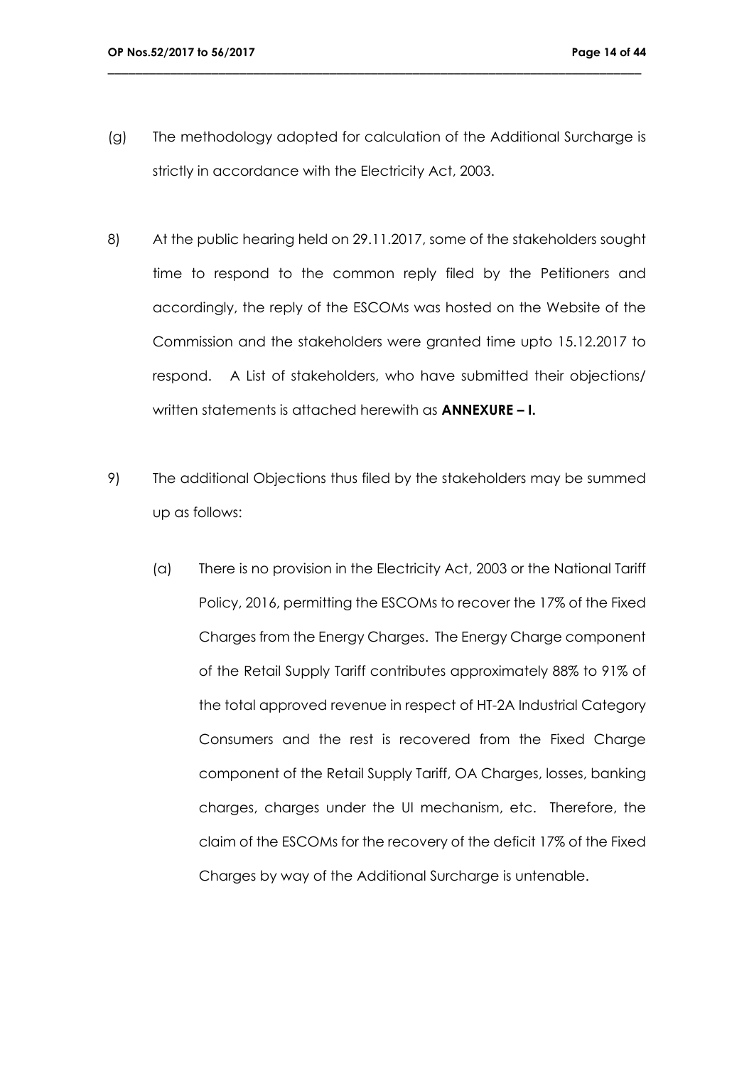(g) The methodology adopted for calculation of the Additional Surcharge is strictly in accordance with the Electricity Act, 2003.

8) At the public hearing held on 29.11.2017, some of the stakeholders sought time to respond to the common reply filed by the Petitioners and accordingly, the reply of the ESCOMs was hosted on the Website of the Commission and the stakeholders were granted time upto 15.12.2017 to respond. A List of stakeholders, who have submitted their objections/ written statements is attached herewith as **ANNEXURE – I.**

9) The additional Objections thus filed by the stakeholders may be summed up as follows:

(a) There is no provision in the Electricity Act, 2003 or the National Tariff Policy, 2016, permitting the ESCOMs to recover the 17% of the Fixed Charges from the Energy Charges. The Energy Charge component of the Retail Supply Tariff contributes approximately 88% to 91% of the total approved revenue in respect of HT-2A Industrial Category Consumers and the rest is recovered from the Fixed Charge component of the Retail Supply Tariff, OA Charges, losses, banking charges, charges under the UI mechanism, etc. Therefore, the claim of the ESCOMs for the recovery of the deficit 17% of the Fixed Charges by way of the Additional Surcharge is untenable.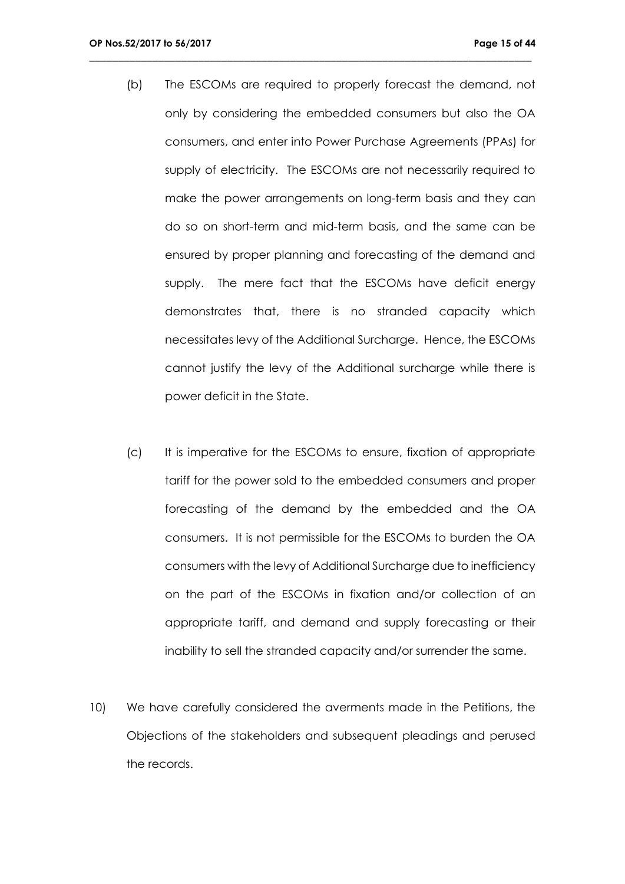(b) The ESCOMs are required to properly forecast the demand, not only by considering the embedded consumers but also the OA consumers, and enter into Power Purchase Agreements (PPAs) for supply of electricity. The ESCOMs are not necessarily required to make the power arrangements on long-term basis and they can do so on short-term and mid-term basis, and the same can be ensured by proper planning and forecasting of the demand and supply. The mere fact that the ESCOMs have deficit energy demonstrates that, there is no stranded capacity which necessitates levy of the Additional Surcharge. Hence, the ESCOMs cannot justify the levy of the Additional surcharge while there is power deficit in the State.

(c) It is imperative for the ESCOMs to ensure, fixation of appropriate tariff for the power sold to the embedded consumers and proper forecasting of the demand by the embedded and the OA consumers. It is not permissible for the ESCOMs to burden the OA consumers with the levy of Additional Surcharge due to inefficiency on the part of the ESCOMs in fixation and/or collection of an appropriate tariff, and demand and supply forecasting or their inability to sell the stranded capacity and/or surrender the same.

10) We have carefully considered the averments made in the Petitions, the Objections of the stakeholders and subsequent pleadings and perused the records.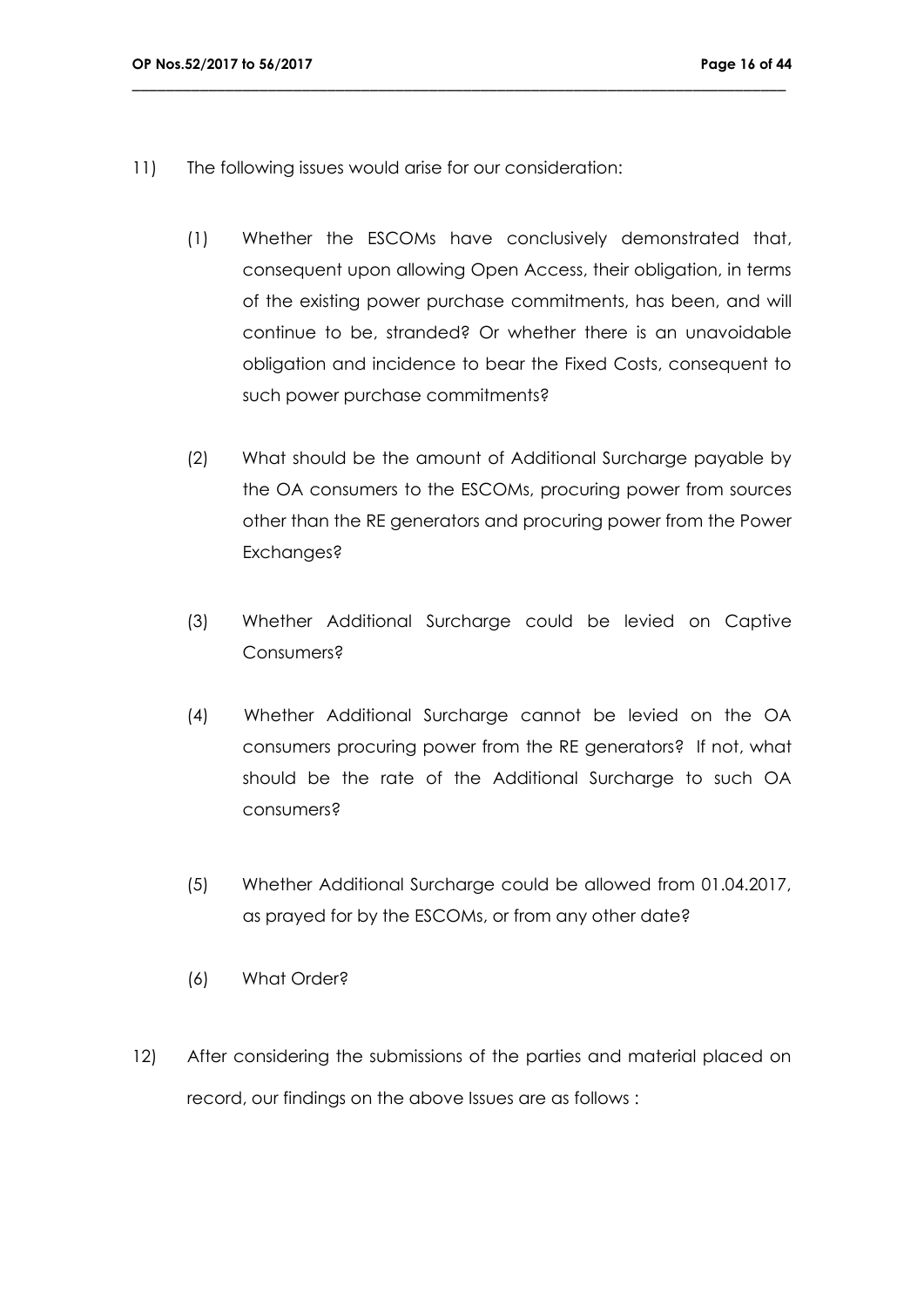11) The following issues would arise for our consideration:

(1) Whether the ESCOMs have conclusively demonstrated that, consequent upon allowing Open Access, their obligation, in terms of the existing power purchase commitments, has been, and will continue to be, stranded? Or whether there is an unavoidable obligation and incidence to bear the Fixed Costs, consequent to such power purchase commitments?

(2) What should be the amount of Additional Surcharge payable by the OA consumers to the ESCOMs, procuring power from sources other than the RE generators and procuring power from the Power Exchanges?

(3) Whether Additional Surcharge could be levied on Captive Consumers?

(4) Whether Additional Surcharge cannot be levied on the OA consumers procuring power from the RE generators? If not, what should be the rate of the Additional Surcharge to such OA consumers?

(5) Whether Additional Surcharge could be allowed from 01.04.2017, as prayed for by the ESCOMs, or from any other date?

(6) What Order?

12) After considering the submissions of the parties and material placed on record, our findings on the above Issues are as follows :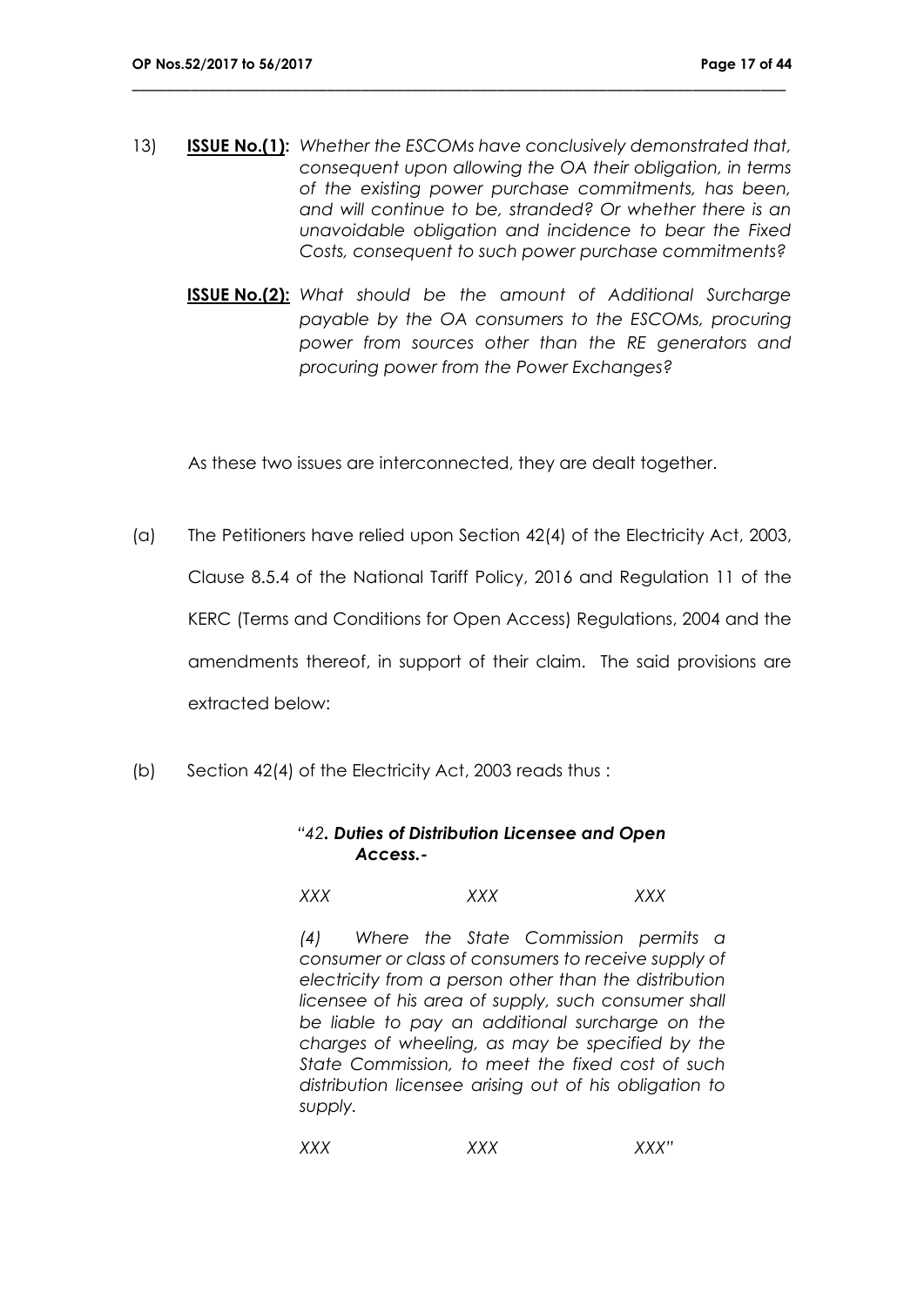13) **ISSUE No.(1):** *Whether the ESCOMs have conclusively demonstrated that, consequent upon allowing the OA their obligation, in terms of the existing power purchase commitments, has been, and will continue to be, stranded? Or whether there is an unavoidable obligation and incidence to bear the Fixed Costs, consequent to such power purchase commitments?*

**ISSUE No.(2):** *What should be the amount of Additional Surcharge payable by the OA consumers to the ESCOMs, procuring power from sources other than the RE generators and procuring power from the Power Exchanges?*

As these two issues are interconnected, they are dealt together.

(a) The Petitioners have relied upon Section 42(4) of the Electricity Act, 2003, Clause 8.5.4 of the National Tariff Policy, 2016 and Regulation 11 of the KERC (Terms and Conditions for Open Access) Regulations, 2004 and the amendments thereof, in support of their claim. The said provisions are extracted below:

(b) Section 42(4) of the Electricity Act, 2003 reads thus :

> *"42. **Duties of Distribution Licensee and Open Access.-***
>
> *XXX XXX XXX*
>
> *(4) Where the State Commission permits a consumer or class of consumers to receive supply of electricity from a person other than the distribution licensee of his area of supply, such consumer shall be liable to pay an additional surcharge on the charges of wheeling, as may be specified by the State Commission, to meet the fixed cost of such distribution licensee arising out of his obligation to supply.*
>
> *XXX XXX XXX"*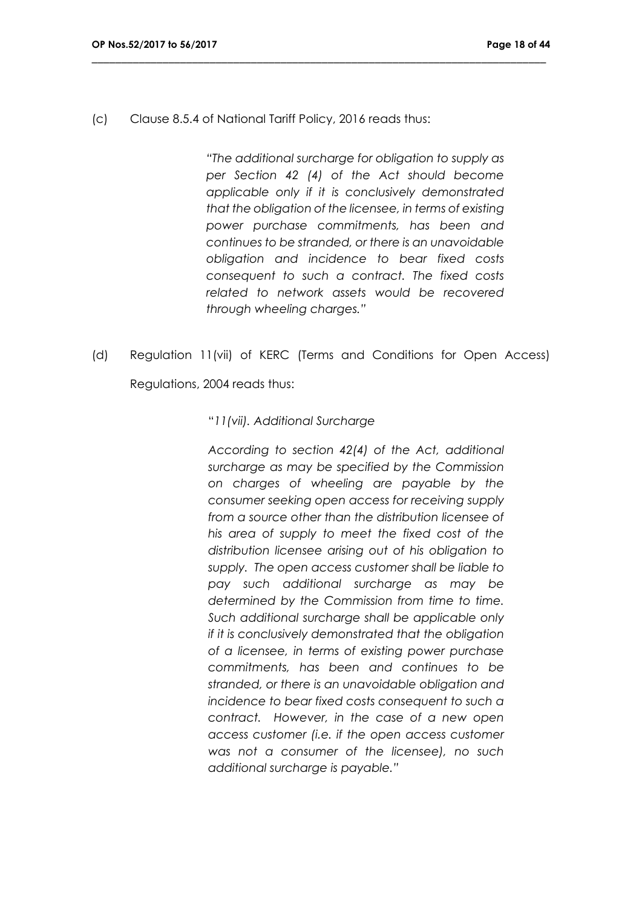(c) Clause 8.5.4 of National Tariff Policy, 2016 reads thus:

> *"The additional surcharge for obligation to supply as per Section 42 (4) of the Act should become applicable only if it is conclusively demonstrated that the obligation of the licensee, in terms of existing power purchase commitments, has been and continues to be stranded, or there is an unavoidable obligation and incidence to bear fixed costs consequent to such a contract. The fixed costs related to network assets would be recovered through wheeling charges."*

(d) Regulation 11(vii) of KERC (Terms and Conditions for Open Access) Regulations, 2004 reads thus:

> "*11(vii). Additional Surcharge*
>
> *According to section 42(4) of the Act, additional surcharge as may be specified by the Commission on charges of wheeling are payable by the consumer seeking open access for receiving supply from a source other than the distribution licensee of his area of supply to meet the fixed cost of the distribution licensee arising out of his obligation to supply. The open access customer shall be liable to pay such additional surcharge as may be determined by the Commission from time to time. Such additional surcharge shall be applicable only if it is conclusively demonstrated that the obligation of a licensee, in terms of existing power purchase commitments, has been and continues to be stranded, or there is an unavoidable obligation and incidence to bear fixed costs consequent to such a contract. However, in the case of a new open access customer (i.e. if the open access customer was not a consumer of the licensee), no such additional surcharge is payable."*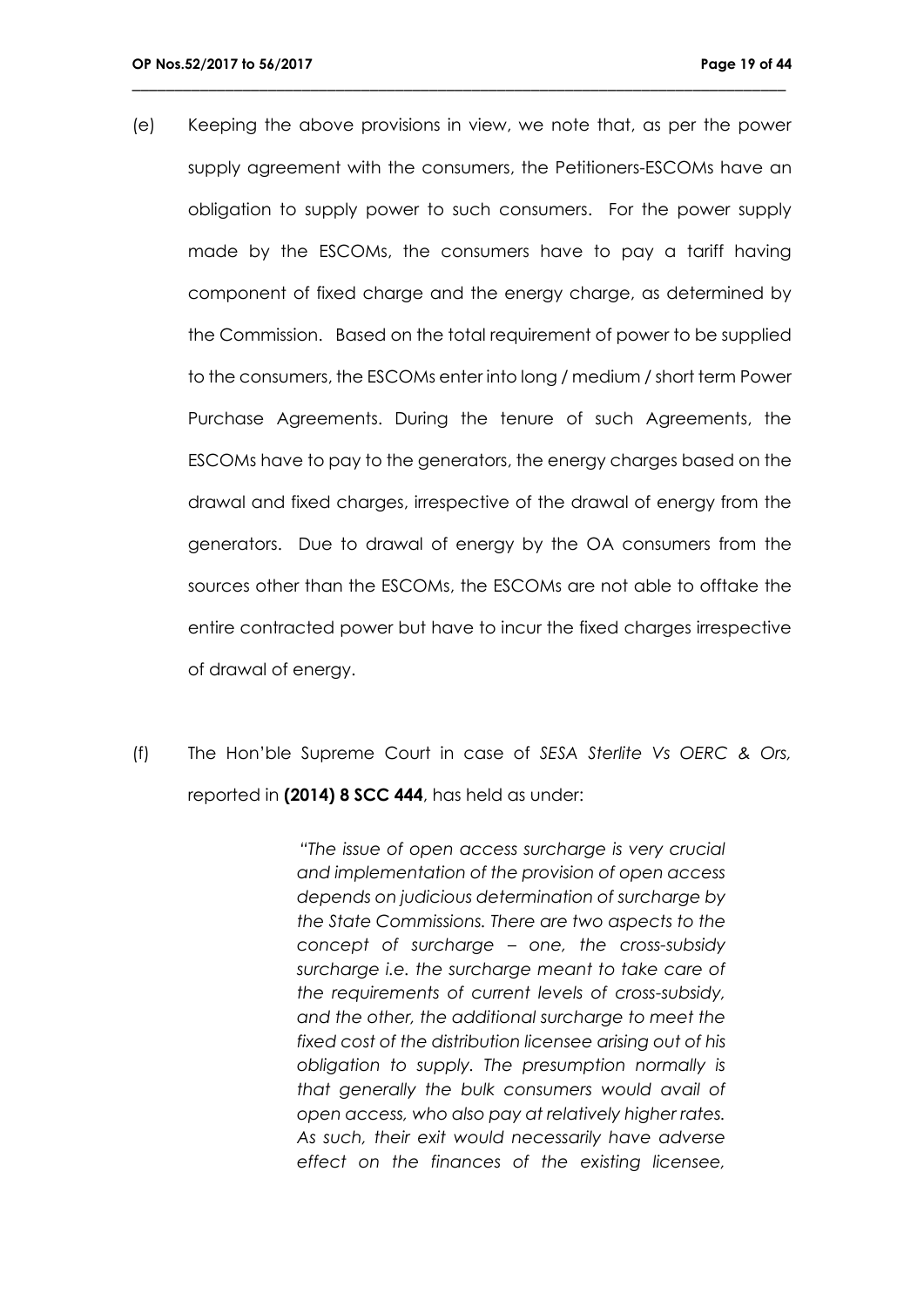(e) Keeping the above provisions in view, we note that, as per the power supply agreement with the consumers, the Petitioners-ESCOMs have an obligation to supply power to such consumers. For the power supply made by the ESCOMs, the consumers have to pay a tariff having component of fixed charge and the energy charge, as determined by the Commission. Based on the total requirement of power to be supplied to the consumers, the ESCOMs enter into long / medium / short term Power Purchase Agreements. During the tenure of such Agreements, the ESCOMs have to pay to the generators, the energy charges based on the drawal and fixed charges, irrespective of the drawal of energy from the generators. Due to drawal of energy by the OA consumers from the sources other than the ESCOMs, the ESCOMs are not able to offtake the entire contracted power but have to incur the fixed charges irrespective of drawal of energy.

(f) The Hon'ble Supreme Court in case of *SESA Sterlite Vs OERC & Ors,* reported in **(2014) 8 SCC 444**, has held as under:

> *"The issue of open access surcharge is very crucial and implementation of the provision of open access depends on judicious determination of surcharge by the State Commissions. There are two aspects to the concept of surcharge – one, the cross-subsidy surcharge i.e. the surcharge meant to take care of the requirements of current levels of cross-subsidy, and the other, the additional surcharge to meet the fixed cost of the distribution licensee arising out of his obligation to supply. The presumption normally is that generally the bulk consumers would avail of open access, who also pay at relatively higher rates. As such, their exit would necessarily have adverse effect on the finances of the existing licensee,*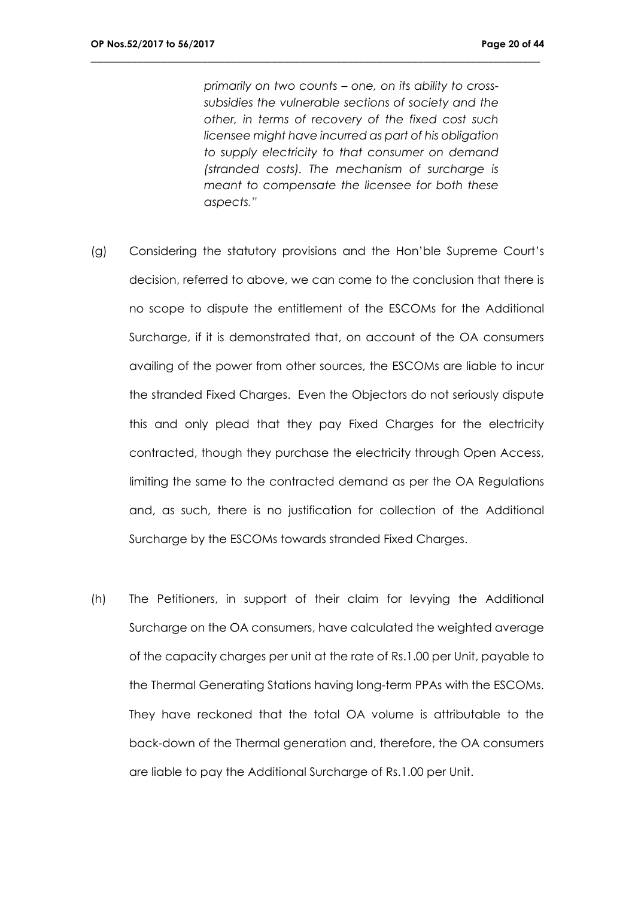*primarily on two counts – one, on its ability to cross-subsidies the vulnerable sections of society and the other, in terms of recovery of the fixed cost such licensee might have incurred as part of his obligation to supply electricity to that consumer on demand (stranded costs). The mechanism of surcharge is meant to compensate the licensee for both these aspects."*

(g) Considering the statutory provisions and the Hon'ble Supreme Court's decision, referred to above, we can come to the conclusion that there is no scope to dispute the entitlement of the ESCOMs for the Additional Surcharge, if it is demonstrated that, on account of the OA consumers availing of the power from other sources, the ESCOMs are liable to incur the stranded Fixed Charges. Even the Objectors do not seriously dispute this and only plead that they pay Fixed Charges for the electricity contracted, though they purchase the electricity through Open Access, limiting the same to the contracted demand as per the OA Regulations and, as such, there is no justification for collection of the Additional Surcharge by the ESCOMs towards stranded Fixed Charges.

(h) The Petitioners, in support of their claim for levying the Additional Surcharge on the OA consumers, have calculated the weighted average of the capacity charges per unit at the rate of Rs.1.00 per Unit, payable to the Thermal Generating Stations having long-term PPAs with the ESCOMs. They have reckoned that the total OA volume is attributable to the back-down of the Thermal generation and, therefore, the OA consumers are liable to pay the Additional Surcharge of Rs.1.00 per Unit.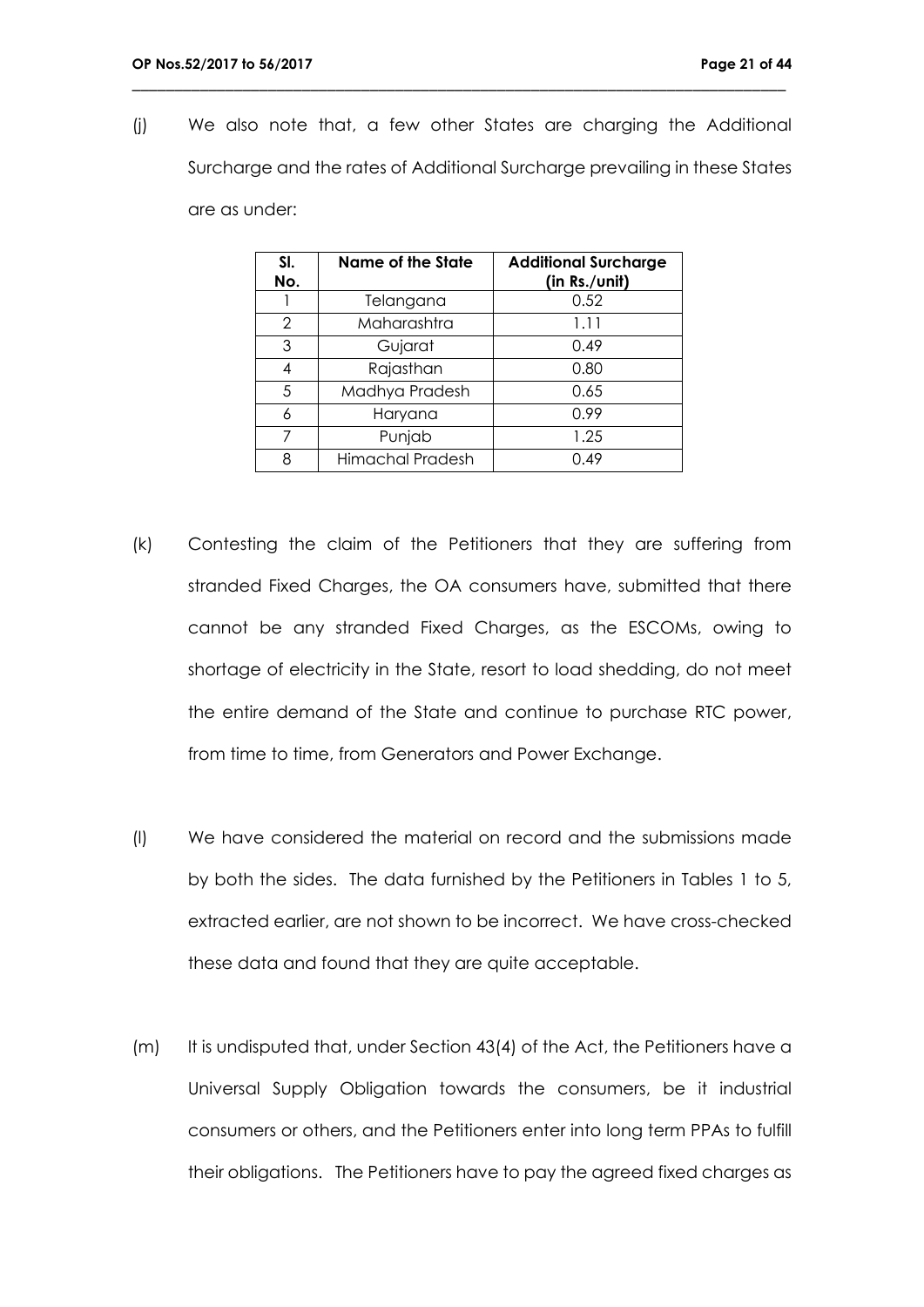(j) We also note that, a few other States are charging the Additional Surcharge and the rates of Additional Surcharge prevailing in these States are as under:

| Sl. No. | Name of the State | Additional Surcharge (in Rs./unit) |
|---|---|---|
| 1 | Telangana | 0.52 |
| 2 | Maharashtra | 1.11 |
| 3 | Gujarat | 0.49 |
| 4 | Rajasthan | 0.80 |
| 5 | Madhya Pradesh | 0.65 |
| 6 | Haryana | 0.99 |
| 7 | Punjab | 1.25 |
| 8 | Himachal Pradesh | 0.49 |

(k) Contesting the claim of the Petitioners that they are suffering from stranded Fixed Charges, the OA consumers have, submitted that there cannot be any stranded Fixed Charges, as the ESCOMs, owing to shortage of electricity in the State, resort to load shedding, do not meet the entire demand of the State and continue to purchase RTC power, from time to time, from Generators and Power Exchange.

(l) We have considered the material on record and the submissions made by both the sides. The data furnished by the Petitioners in Tables 1 to 5, extracted earlier, are not shown to be incorrect. We have cross-checked these data and found that they are quite acceptable.

(m) It is undisputed that, under Section 43(4) of the Act, the Petitioners have a Universal Supply Obligation towards the consumers, be it industrial consumers or others, and the Petitioners enter into long term PPAs to fulfill their obligations. The Petitioners have to pay the agreed fixed charges as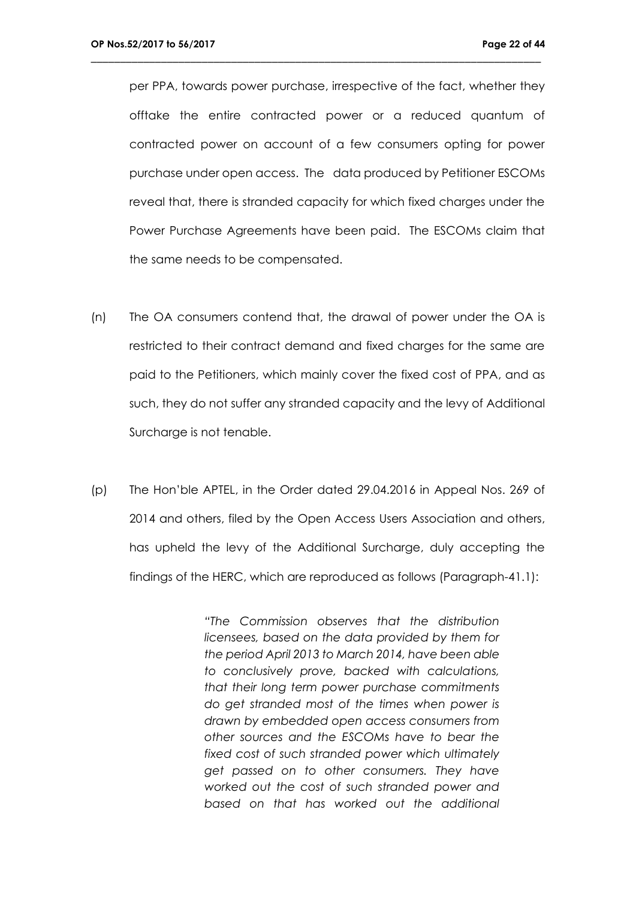per PPA, towards power purchase, irrespective of the fact, whether they offtake the entire contracted power or a reduced quantum of contracted power on account of a few consumers opting for power purchase under open access. The data produced by Petitioner ESCOMs reveal that, there is stranded capacity for which fixed charges under the Power Purchase Agreements have been paid. The ESCOMs claim that the same needs to be compensated.

(n) The OA consumers contend that, the drawal of power under the OA is restricted to their contract demand and fixed charges for the same are paid to the Petitioners, which mainly cover the fixed cost of PPA, and as such, they do not suffer any stranded capacity and the levy of Additional Surcharge is not tenable.

(p) The Hon'ble APTEL, in the Order dated 29.04.2016 in Appeal Nos. 269 of 2014 and others, filed by the Open Access Users Association and others, has upheld the levy of the Additional Surcharge, duly accepting the findings of the HERC, which are reproduced as follows (Paragraph-41.1):

> *"The Commission observes that the distribution licensees, based on the data provided by them for the period April 2013 to March 2014, have been able to conclusively prove, backed with calculations, that their long term power purchase commitments do get stranded most of the times when power is drawn by embedded open access consumers from other sources and the ESCOMs have to bear the fixed cost of such stranded power which ultimately get passed on to other consumers. They have worked out the cost of such stranded power and based on that has worked out the additional*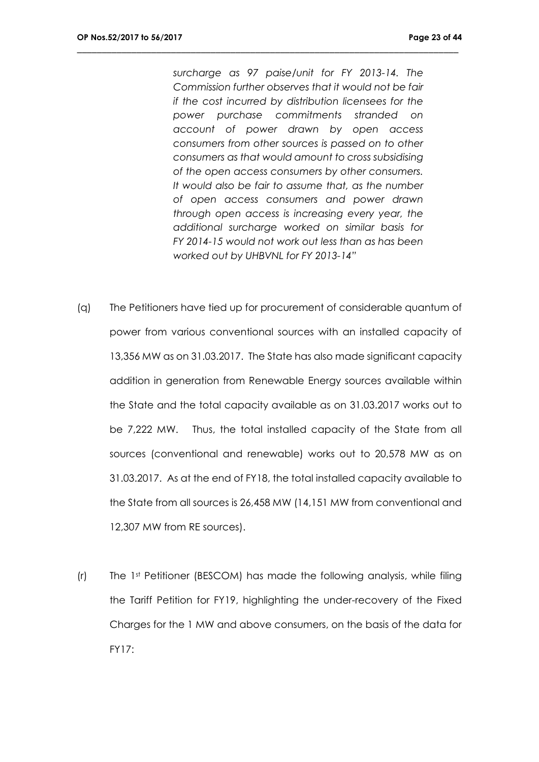*surcharge as 97 paise/unit for FY 2013-14. The Commission further observes that it would not be fair if the cost incurred by distribution licensees for the power purchase commitments stranded on account of power drawn by open access consumers from other sources is passed on to other consumers as that would amount to cross subsidising of the open access consumers by other consumers. It would also be fair to assume that, as the number of open access consumers and power drawn through open access is increasing every year, the additional surcharge worked on similar basis for FY 2014-15 would not work out less than as has been worked out by UHBVNL for FY 2013-14"*

(q) The Petitioners have tied up for procurement of considerable quantum of power from various conventional sources with an installed capacity of 13,356 MW as on 31.03.2017. The State has also made significant capacity addition in generation from Renewable Energy sources available within the State and the total capacity available as on 31.03.2017 works out to be 7,222 MW. Thus, the total installed capacity of the State from all sources (conventional and renewable) works out to 20,578 MW as on 31.03.2017. As at the end of FY18, the total installed capacity available to the State from all sources is 26,458 MW (14,151 MW from conventional and 12,307 MW from RE sources).

(r) The 1st Petitioner (BESCOM) has made the following analysis, while filing the Tariff Petition for FY19, highlighting the under-recovery of the Fixed Charges for the 1 MW and above consumers, on the basis of the data for FY17: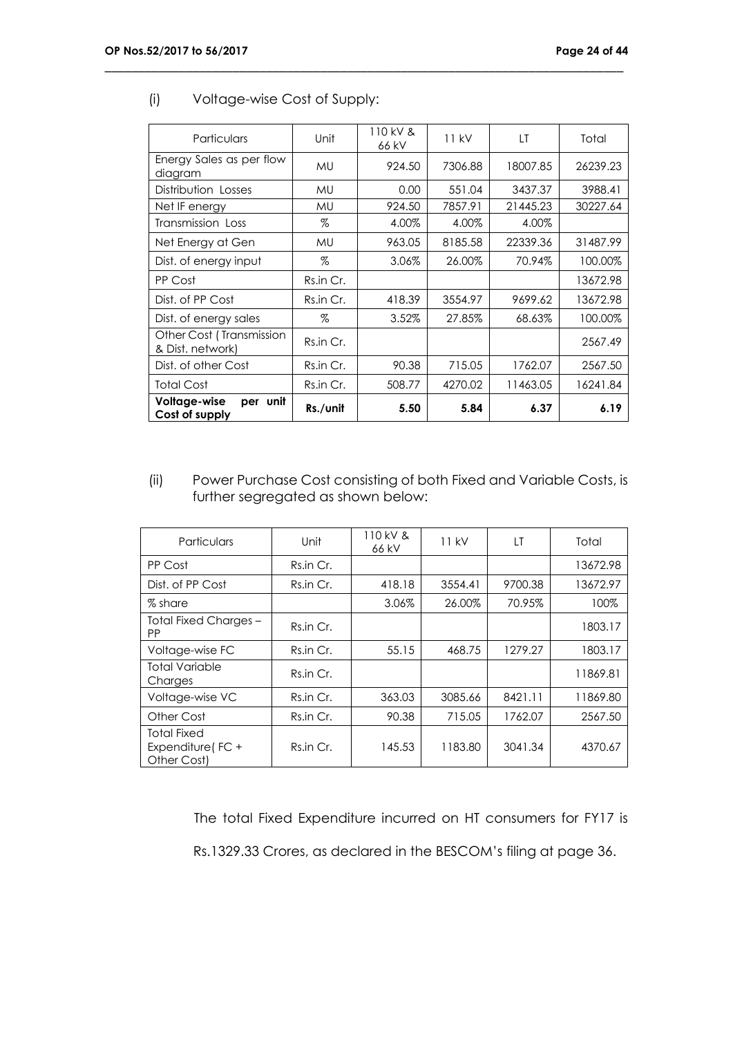(i) Voltage-wise Cost of Supply:

| Particulars | Unit | 110 kV & 66 kV | 11 kV | LT | Total |
|---|---|---|---|---|---|
| Energy Sales as per flow diagram | MU | 924.50 | 7306.88 | 18007.85 | 26239.23 |
| Distribution Losses | MU | 0.00 | 551.04 | 3437.37 | 3988.41 |
| Net IF energy | MU | 924.50 | 7857.91 | 21445.23 | 30227.64 |
| Transmission Loss | % | 4.00% | 4.00% | 4.00% | |
| Net Energy at Gen | MU | 963.05 | 8185.58 | 22339.36 | 31487.99 |
| Dist. of energy input | % | 3.06% | 26.00% | 70.94% | 100.00% |
| PP Cost | Rs.in Cr. | | | | 13672.98 |
| Dist. of PP Cost | Rs.in Cr. | 418.39 | 3554.97 | 9699.62 | 13672.98 |
| Dist. of energy sales | % | 3.52% | 27.85% | 68.63% | 100.00% |
| Other Cost ( Transmission & Dist. network) | Rs.in Cr. | | | | 2567.49 |
| Dist. of other Cost | Rs.in Cr. | 90.38 | 715.05 | 1762.07 | 2567.50 |
| Total Cost | Rs.in Cr. | 508.77 | 4270.02 | 11463.05 | 16241.84 |
| **Voltage-wise per unit Cost of supply** | **Rs./unit** | **5.50** | **5.84** | **6.37** | **6.19** |

(ii) Power Purchase Cost consisting of both Fixed and Variable Costs, is further segregated as shown below:

| Particulars | Unit | 110 kV & 66 kV | 11 kV | LT | Total |
|---|---|---|---|---|---|
| PP Cost | Rs.in Cr. | | | | 13672.98 |
| Dist. of PP Cost | Rs.in Cr. | 418.18 | 3554.41 | 9700.38 | 13672.97 |
| % share | | 3.06% | 26.00% | 70.95% | 100% |
| Total Fixed Charges – PP | Rs.in Cr. | | | | 1803.17 |
| Voltage-wise FC | Rs.in Cr. | 55.15 | 468.75 | 1279.27 | 1803.17 |
| Total Variable Charges | Rs.in Cr. | | | | 11869.81 |
| Voltage-wise VC | Rs.in Cr. | 363.03 | 3085.66 | 8421.11 | 11869.80 |
| Other Cost | Rs.in Cr. | 90.38 | 715.05 | 1762.07 | 2567.50 |
| Total Fixed Expenditure( FC + Other Cost) | Rs.in Cr. | 145.53 | 1183.80 | 3041.34 | 4370.67 |

The total Fixed Expenditure incurred on HT consumers for FY17 is Rs.1329.33 Crores, as declared in the BESCOM's filing at page 36.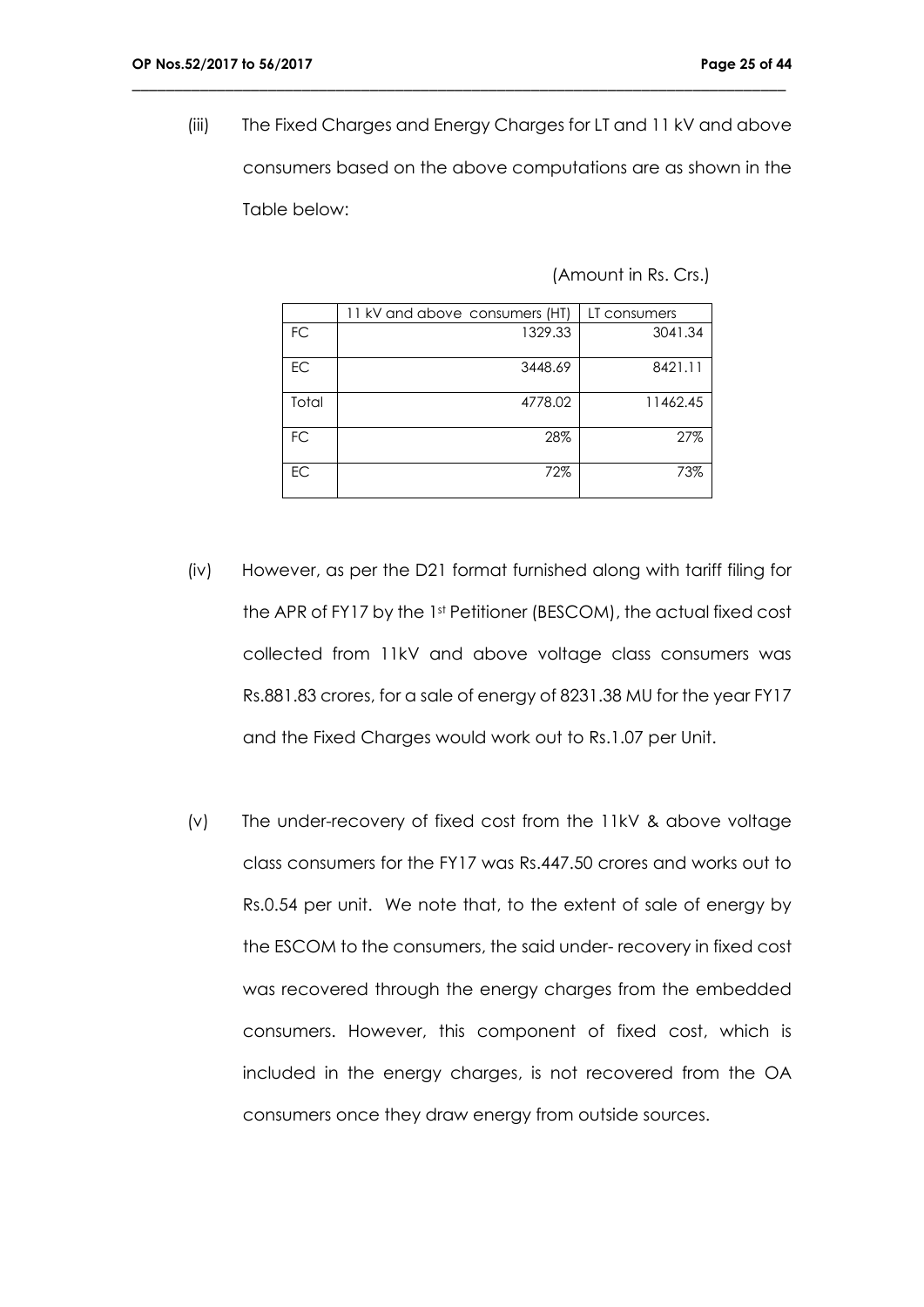(iii) The Fixed Charges and Energy Charges for LT and 11 kV and above consumers based on the above computations are as shown in the Table below:

(Amount in Rs. Crs.)

| | 11 kV and above consumers (HT) | LT consumers |
|---|---|---|
| FC | 1329.33 | 3041.34 |
| EC | 3448.69 | 8421.11 |
| Total | 4778.02 | 11462.45 |
| FC | 28% | 27% |
| EC | 72% | 73% |

(iv) However, as per the D21 format furnished along with tariff filing for the APR of FY17 by the 1st Petitioner (BESCOM), the actual fixed cost collected from 11kV and above voltage class consumers was Rs.881.83 crores, for a sale of energy of 8231.38 MU for the year FY17 and the Fixed Charges would work out to Rs.1.07 per Unit.

(v) The under-recovery of fixed cost from the 11kV & above voltage class consumers for the FY17 was Rs.447.50 crores and works out to Rs.0.54 per unit. We note that, to the extent of sale of energy by the ESCOM to the consumers, the said under- recovery in fixed cost was recovered through the energy charges from the embedded consumers. However, this component of fixed cost, which is included in the energy charges, is not recovered from the OA consumers once they draw energy from outside sources.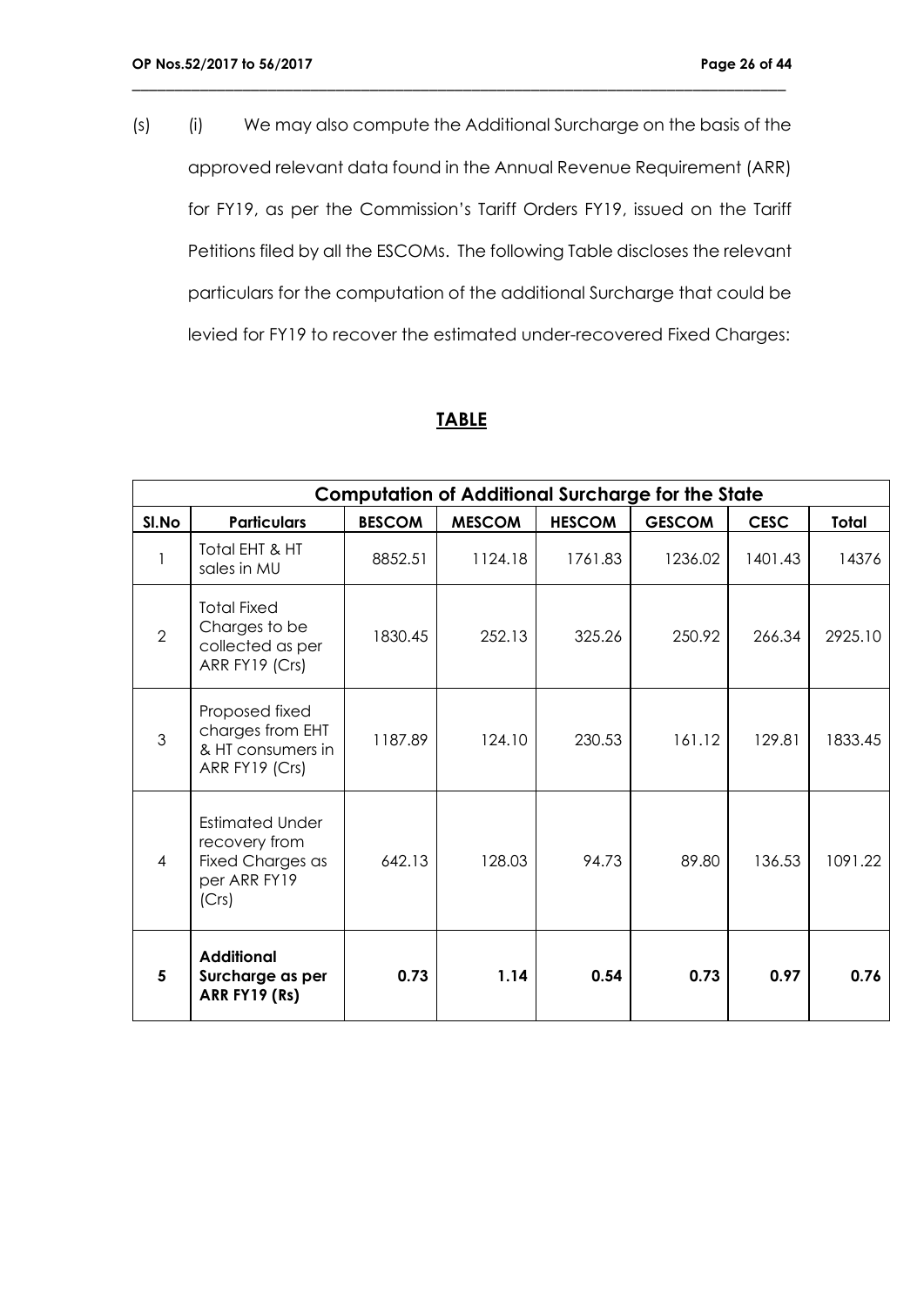(s) (i) We may also compute the Additional Surcharge on the basis of the approved relevant data found in the Annual Revenue Requirement (ARR) for FY19, as per the Commission's Tariff Orders FY19, issued on the Tariff Petitions filed by all the ESCOMs. The following Table discloses the relevant particulars for the computation of the additional Surcharge that could be levied for FY19 to recover the estimated under-recovered Fixed Charges:

## TABLE

| **Computation of Additional Surcharge for the State** | | | | | | | |
|---|---|---|---|---|---|---|---|
| **Sl.No** | **Particulars** | **BESCOM** | **MESCOM** | **HESCOM** | **GESCOM** | **CESC** | **Total** |
| 1 | Total EHT & HT sales in MU | 8852.51 | 1124.18 | 1761.83 | 1236.02 | 1401.43 | 14376 |
| 2 | Total Fixed Charges to be collected as per ARR FY19 (Crs) | 1830.45 | 252.13 | 325.26 | 250.92 | 266.34 | 2925.10 |
| 3 | Proposed fixed charges from EHT & HT consumers in ARR FY19 (Crs) | 1187.89 | 124.10 | 230.53 | 161.12 | 129.81 | 1833.45 |
| 4 | Estimated Under recovery from Fixed Charges as per ARR FY19 (Crs) | 642.13 | 128.03 | 94.73 | 89.80 | 136.53 | 1091.22 |
| **5** | **Additional Surcharge as per ARR FY19 (Rs)** | **0.73** | **1.14** | **0.54** | **0.73** | **0.97** | **0.76** |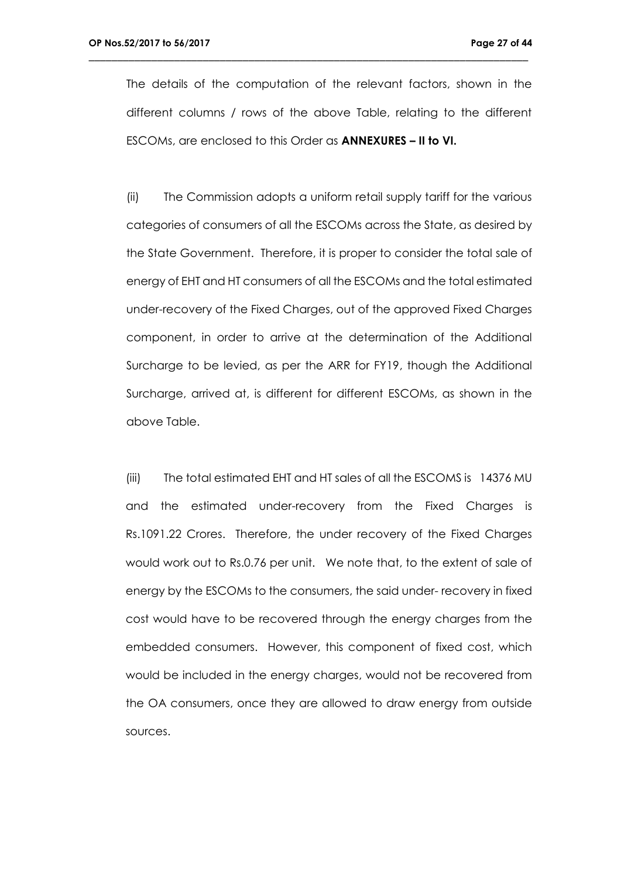The details of the computation of the relevant factors, shown in the different columns / rows of the above Table, relating to the different ESCOMs, are enclosed to this Order as **ANNEXURES – II to VI.**

(ii) The Commission adopts a uniform retail supply tariff for the various categories of consumers of all the ESCOMs across the State, as desired by the State Government. Therefore, it is proper to consider the total sale of energy of EHT and HT consumers of all the ESCOMs and the total estimated under-recovery of the Fixed Charges, out of the approved Fixed Charges component, in order to arrive at the determination of the Additional Surcharge to be levied, as per the ARR for FY19, though the Additional Surcharge, arrived at, is different for different ESCOMs, as shown in the above Table.

(iii) The total estimated EHT and HT sales of all the ESCOMS is 14376 MU and the estimated under-recovery from the Fixed Charges is Rs.1091.22 Crores. Therefore, the under recovery of the Fixed Charges would work out to Rs.0.76 per unit. We note that, to the extent of sale of energy by the ESCOMs to the consumers, the said under- recovery in fixed cost would have to be recovered through the energy charges from the embedded consumers. However, this component of fixed cost, which would be included in the energy charges, would not be recovered from the OA consumers, once they are allowed to draw energy from outside sources.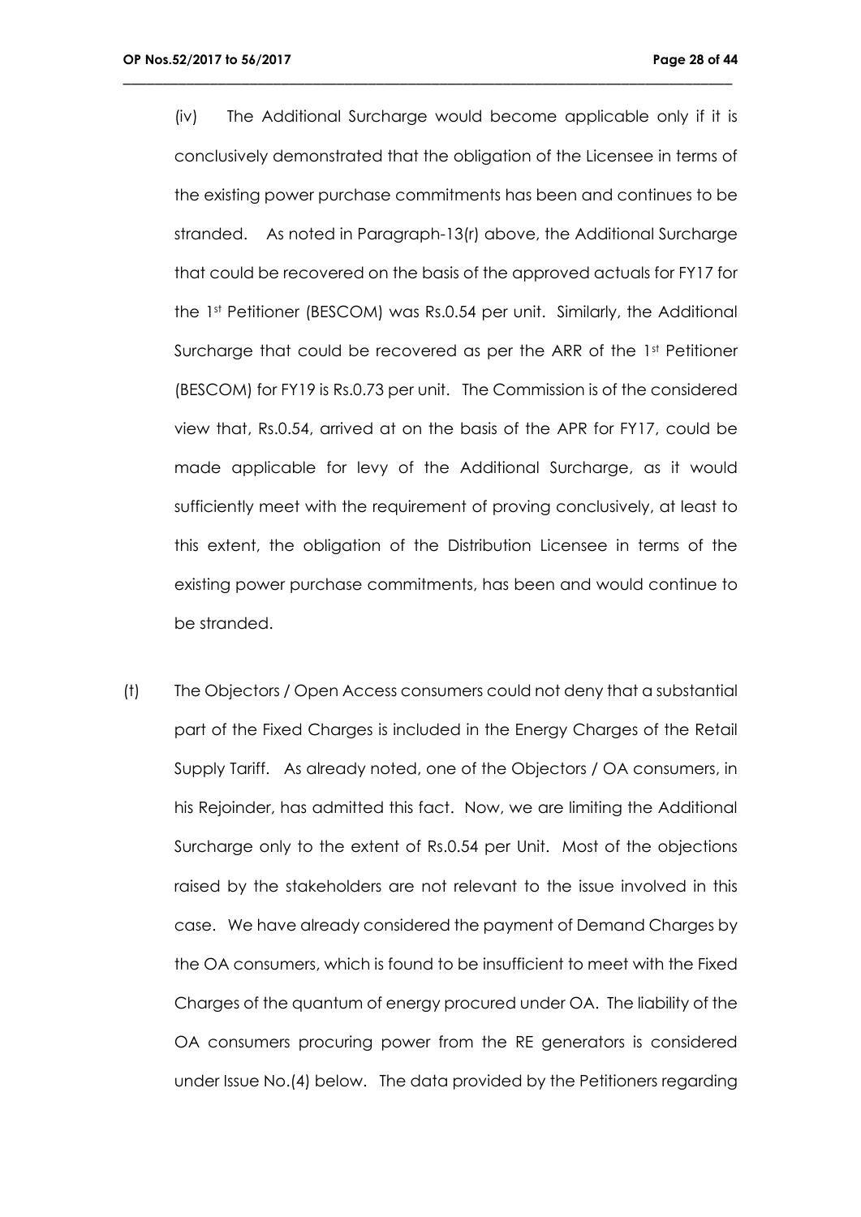(iv) The Additional Surcharge would become applicable only if it is conclusively demonstrated that the obligation of the Licensee in terms of the existing power purchase commitments has been and continues to be stranded. As noted in Paragraph-13(r) above, the Additional Surcharge that could be recovered on the basis of the approved actuals for FY17 for the 1st Petitioner (BESCOM) was Rs.0.54 per unit. Similarly, the Additional Surcharge that could be recovered as per the ARR of the 1st Petitioner (BESCOM) for FY19 is Rs.0.73 per unit. The Commission is of the considered view that, Rs.0.54, arrived at on the basis of the APR for FY17, could be made applicable for levy of the Additional Surcharge, as it would sufficiently meet with the requirement of proving conclusively, at least to this extent, the obligation of the Distribution Licensee in terms of the existing power purchase commitments, has been and would continue to be stranded.

(t) The Objectors / Open Access consumers could not deny that a substantial part of the Fixed Charges is included in the Energy Charges of the Retail Supply Tariff. As already noted, one of the Objectors / OA consumers, in his Rejoinder, has admitted this fact. Now, we are limiting the Additional Surcharge only to the extent of Rs.0.54 per Unit. Most of the objections raised by the stakeholders are not relevant to the issue involved in this case. We have already considered the payment of Demand Charges by the OA consumers, which is found to be insufficient to meet with the Fixed Charges of the quantum of energy procured under OA. The liability of the OA consumers procuring power from the RE generators is considered under Issue No.(4) below. The data provided by the Petitioners regarding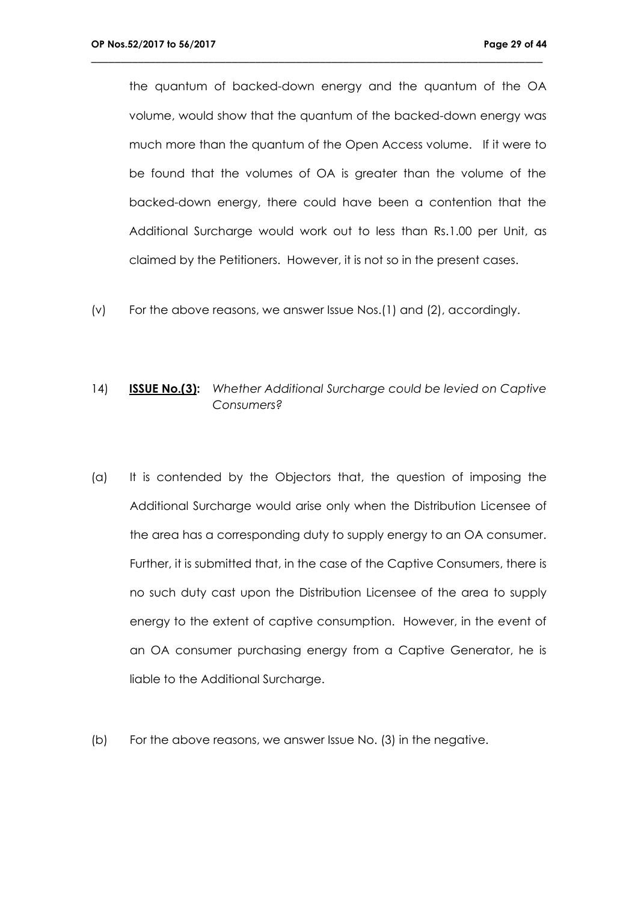the quantum of backed-down energy and the quantum of the OA volume, would show that the quantum of the backed-down energy was much more than the quantum of the Open Access volume. If it were to be found that the volumes of OA is greater than the volume of the backed-down energy, there could have been a contention that the Additional Surcharge would work out to less than Rs.1.00 per Unit, as claimed by the Petitioners. However, it is not so in the present cases.

(v) For the above reasons, we answer Issue Nos.(1) and (2), accordingly.

14) **<u>ISSUE No.(3):</u>** *Whether Additional Surcharge could be levied on Captive Consumers?*

(a) It is contended by the Objectors that, the question of imposing the Additional Surcharge would arise only when the Distribution Licensee of the area has a corresponding duty to supply energy to an OA consumer. Further, it is submitted that, in the case of the Captive Consumers, there is no such duty cast upon the Distribution Licensee of the area to supply energy to the extent of captive consumption. However, in the event of an OA consumer purchasing energy from a Captive Generator, he is liable to the Additional Surcharge.

(b) For the above reasons, we answer Issue No. (3) in the negative.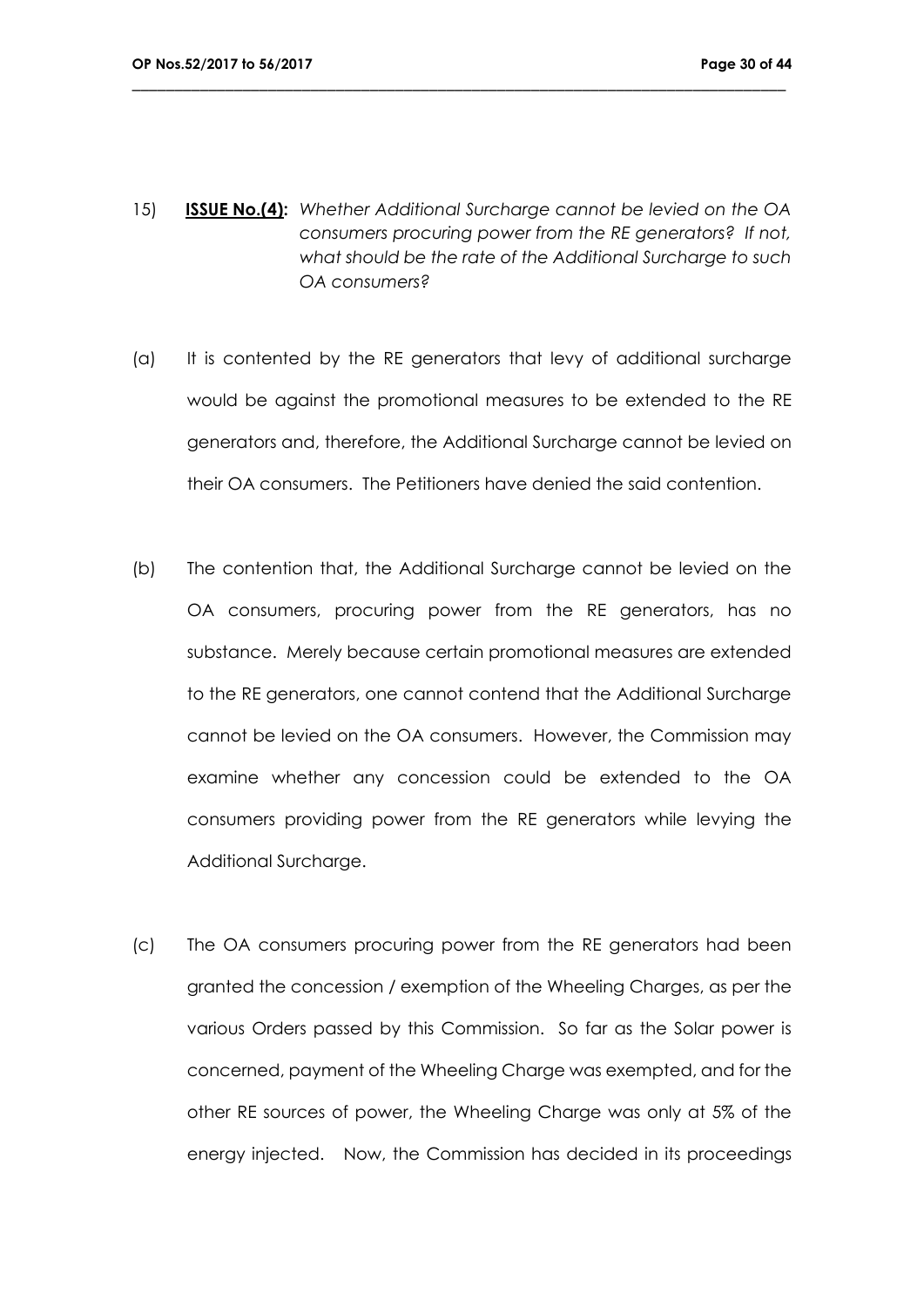15) **ISSUE No.(4):** *Whether Additional Surcharge cannot be levied on the OA consumers procuring power from the RE generators? If not, what should be the rate of the Additional Surcharge to such OA consumers?*

(a) It is contended by the RE generators that levy of additional surcharge would be against the promotional measures to be extended to the RE generators and, therefore, the Additional Surcharge cannot be levied on their OA consumers. The Petitioners have denied the said contention.

(b) The contention that, the Additional Surcharge cannot be levied on the OA consumers, procuring power from the RE generators, has no substance. Merely because certain promotional measures are extended to the RE generators, one cannot contend that the Additional Surcharge cannot be levied on the OA consumers. However, the Commission may examine whether any concession could be extended to the OA consumers providing power from the RE generators while levying the Additional Surcharge.

(c) The OA consumers procuring power from the RE generators had been granted the concession / exemption of the Wheeling Charges, as per the various Orders passed by this Commission. So far as the Solar power is concerned, payment of the Wheeling Charge was exempted, and for the other RE sources of power, the Wheeling Charge was only at 5% of the energy injected. Now, the Commission has decided in its proceedings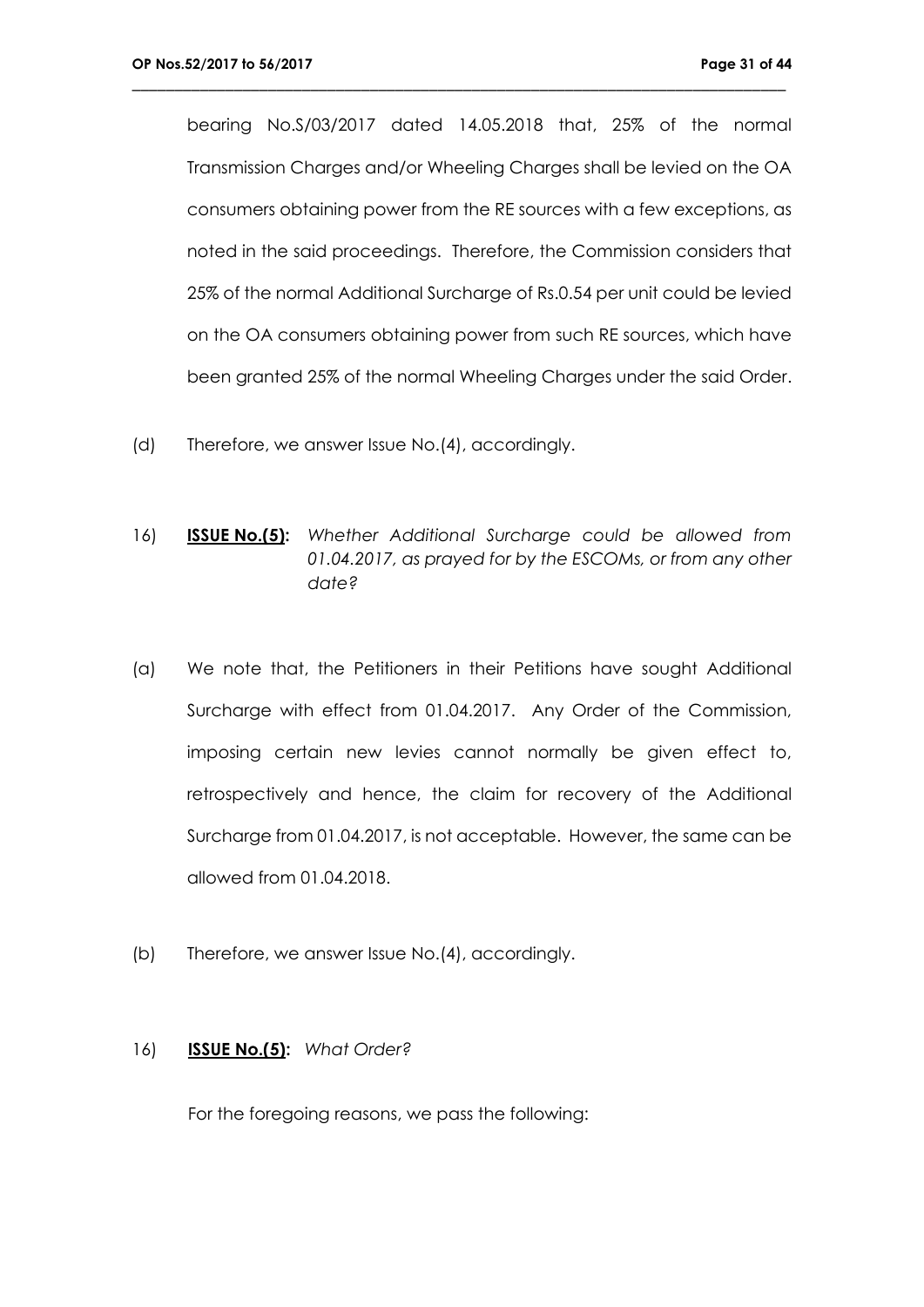bearing No.S/03/2017 dated 14.05.2018 that, 25% of the normal Transmission Charges and/or Wheeling Charges shall be levied on the OA consumers obtaining power from the RE sources with a few exceptions, as noted in the said proceedings. Therefore, the Commission considers that 25% of the normal Additional Surcharge of Rs.0.54 per unit could be levied on the OA consumers obtaining power from such RE sources, which have been granted 25% of the normal Wheeling Charges under the said Order.

(d) Therefore, we answer Issue No.(4), accordingly.

16) **ISSUE No.(5):** *Whether Additional Surcharge could be allowed from 01.04.2017, as prayed for by the ESCOMs, or from any other date?*

(a) We note that, the Petitioners in their Petitions have sought Additional Surcharge with effect from 01.04.2017. Any Order of the Commission, imposing certain new levies cannot normally be given effect to, retrospectively and hence, the claim for recovery of the Additional Surcharge from 01.04.2017, is not acceptable. However, the same can be allowed from 01.04.2018.

(b) Therefore, we answer Issue No.(4), accordingly.

16) **ISSUE No.(5):** *What Order?*

For the foregoing reasons, we pass the following: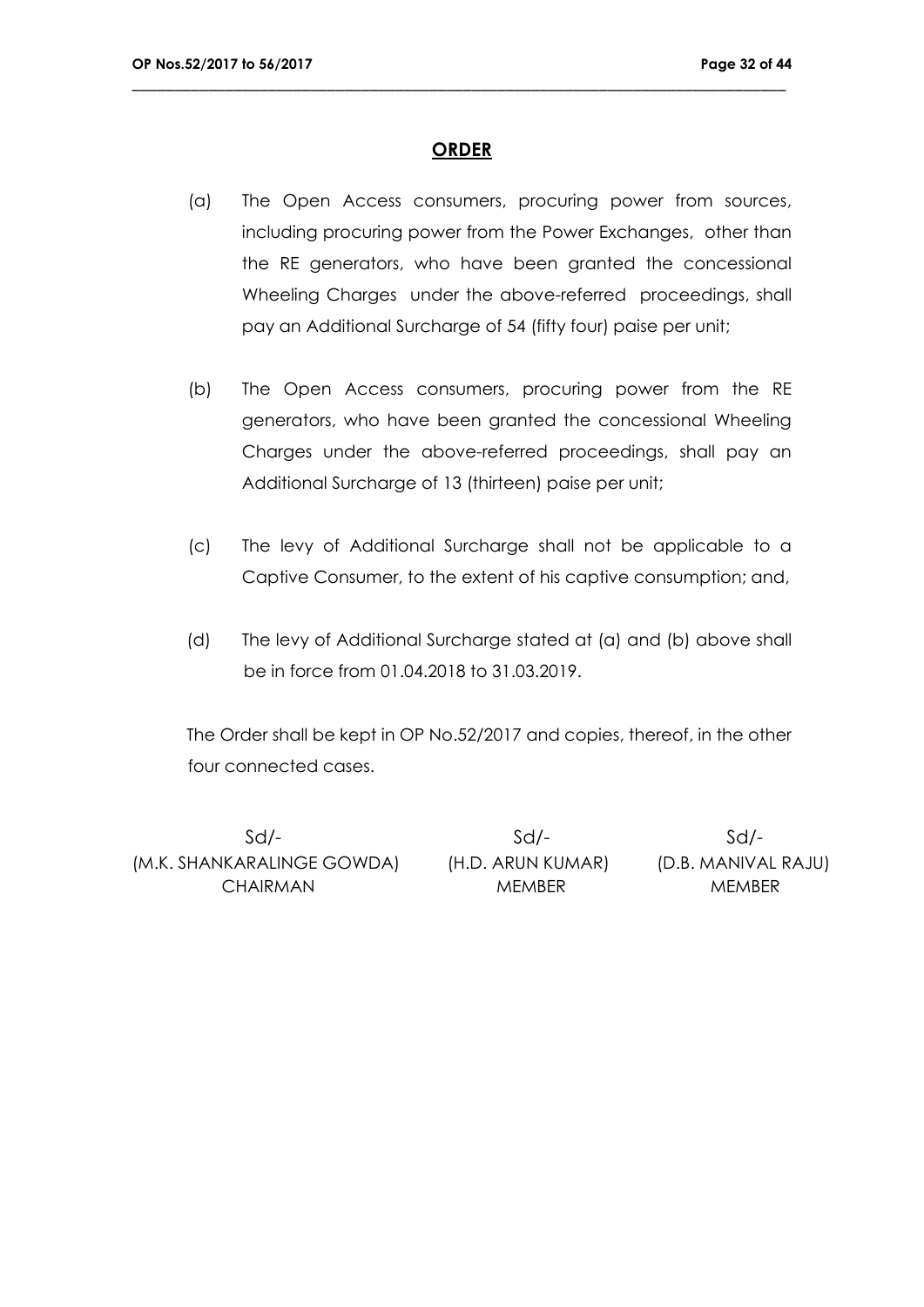## ORDER

(a) The Open Access consumers, procuring power from sources, including procuring power from the Power Exchanges, other than the RE generators, who have been granted the concessional Wheeling Charges under the above-referred proceedings, shall pay an Additional Surcharge of 54 (fifty four) paise per unit;

(b) The Open Access consumers, procuring power from the RE generators, who have been granted the concessional Wheeling Charges under the above-referred proceedings, shall pay an Additional Surcharge of 13 (thirteen) paise per unit;

(c) The levy of Additional Surcharge shall not be applicable to a Captive Consumer, to the extent of his captive consumption; and,

(d) The levy of Additional Surcharge stated at (a) and (b) above shall be in force from 01.04.2018 to 31.03.2019.

The Order shall be kept in OP No.52/2017 and copies, thereof, in the other four connected cases.

| Sd/- | Sd/- | Sd/- |
|---|---|---|
| (M.K. SHANKARALINGE GOWDA) | (H.D. ARUN KUMAR) | (D.B. MANIVAL RAJU) |
| CHAIRMAN | MEMBER | MEMBER |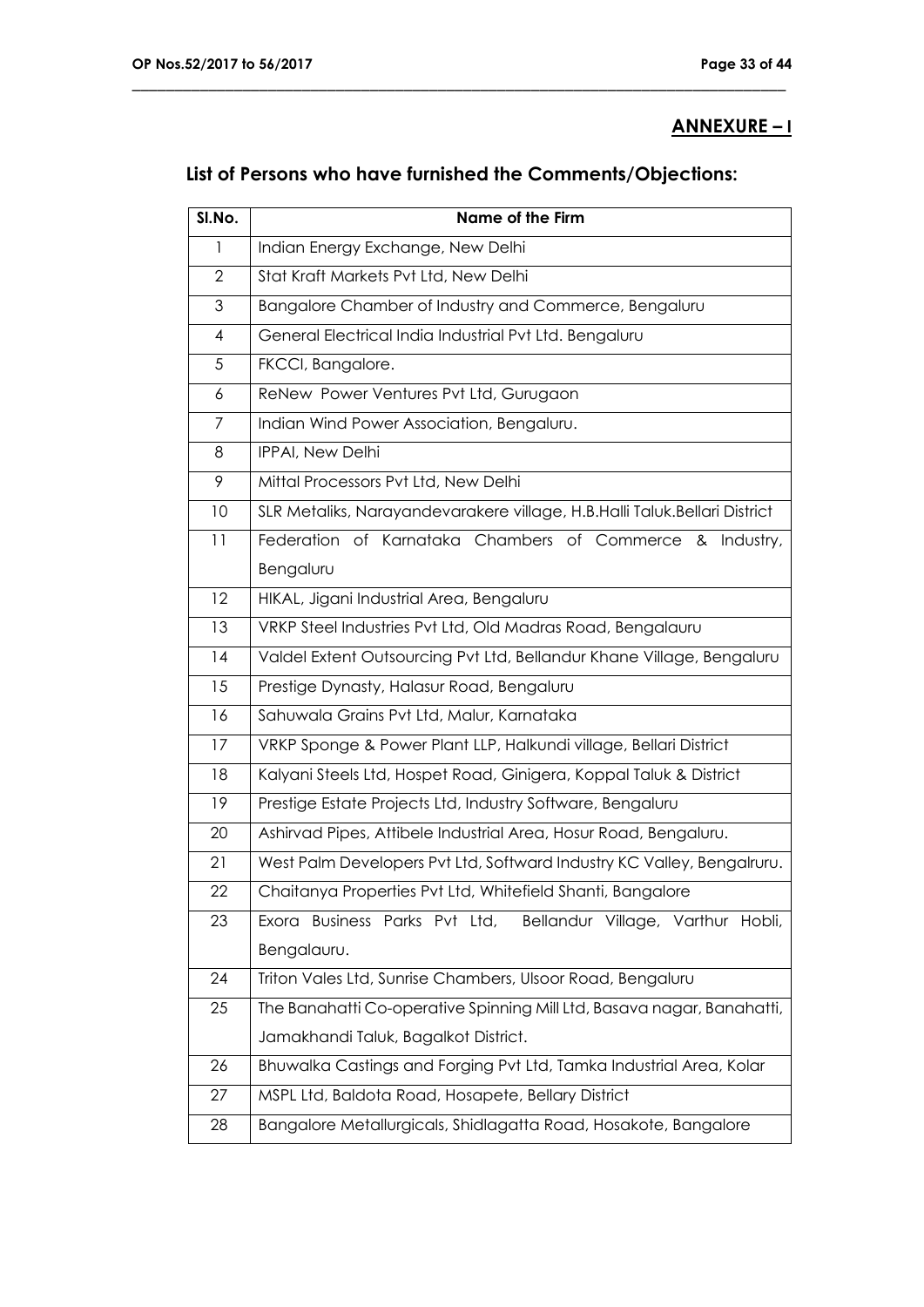## ANNEXURE – I

### List of Persons who have furnished the Comments/Objections:

| Sl.No. | Name of the Firm |
|---|---|
| 1 | Indian Energy Exchange, New Delhi |
| 2 | Stat Kraft Markets Pvt Ltd, New Delhi |
| 3 | Bangalore Chamber of Industry and Commerce, Bengaluru |
| 4 | General Electrical India Industrial Pvt Ltd. Bengaluru |
| 5 | FKCCI, Bangalore. |
| 6 | ReNew Power Ventures Pvt Ltd, Gurugaon |
| 7 | Indian Wind Power Association, Bengaluru. |
| 8 | IPPAI, New Delhi |
| 9 | Mittal Processors Pvt Ltd, New Delhi |
| 10 | SLR Metaliks, Narayandevarakere village, H.B.Halli Taluk.Bellari District |
| 11 | Federation of Karnataka Chambers of Commerce & Industry, Bengaluru |
| 12 | HIKAL, Jigani Industrial Area, Bengaluru |
| 13 | VRKP Steel Industries Pvt Ltd, Old Madras Road, Bengalauru |
| 14 | Valdel Extent Outsourcing Pvt Ltd, Bellandur Khane Village, Bengaluru |
| 15 | Prestige Dynasty, Halasur Road, Bengaluru |
| 16 | Sahuwala Grains Pvt Ltd, Malur, Karnataka |
| 17 | VRKP Sponge & Power Plant LLP, Halkundi village, Bellari District |
| 18 | Kalyani Steels Ltd, Hospet Road, Ginigera, Koppal Taluk & District |
| 19 | Prestige Estate Projects Ltd, Industry Software, Bengaluru |
| 20 | Ashirvad Pipes, Attibele Industrial Area, Hosur Road, Bengaluru. |
| 21 | West Palm Developers Pvt Ltd, Softward Industry KC Valley, Bengalruru. |
| 22 | Chaitanya Properties Pvt Ltd, Whitefield Shanti, Bangalore |
| 23 | Exora Business Parks Pvt Ltd, Bellandur Village, Varthur Hobli, Bengalauru. |
| 24 | Triton Vales Ltd, Sunrise Chambers, Ulsoor Road, Bengaluru |
| 25 | The Banahatti Co-operative Spinning Mill Ltd, Basava nagar, Banahatti, Jamakhandi Taluk, Bagalkot District. |
| 26 | Bhuwalka Castings and Forging Pvt Ltd, Tamka Industrial Area, Kolar |
| 27 | MSPL Ltd, Baldota Road, Hosapete, Bellary District |
| 28 | Bangalore Metallurgicals, Shidlagatta Road, Hosakote, Bangalore |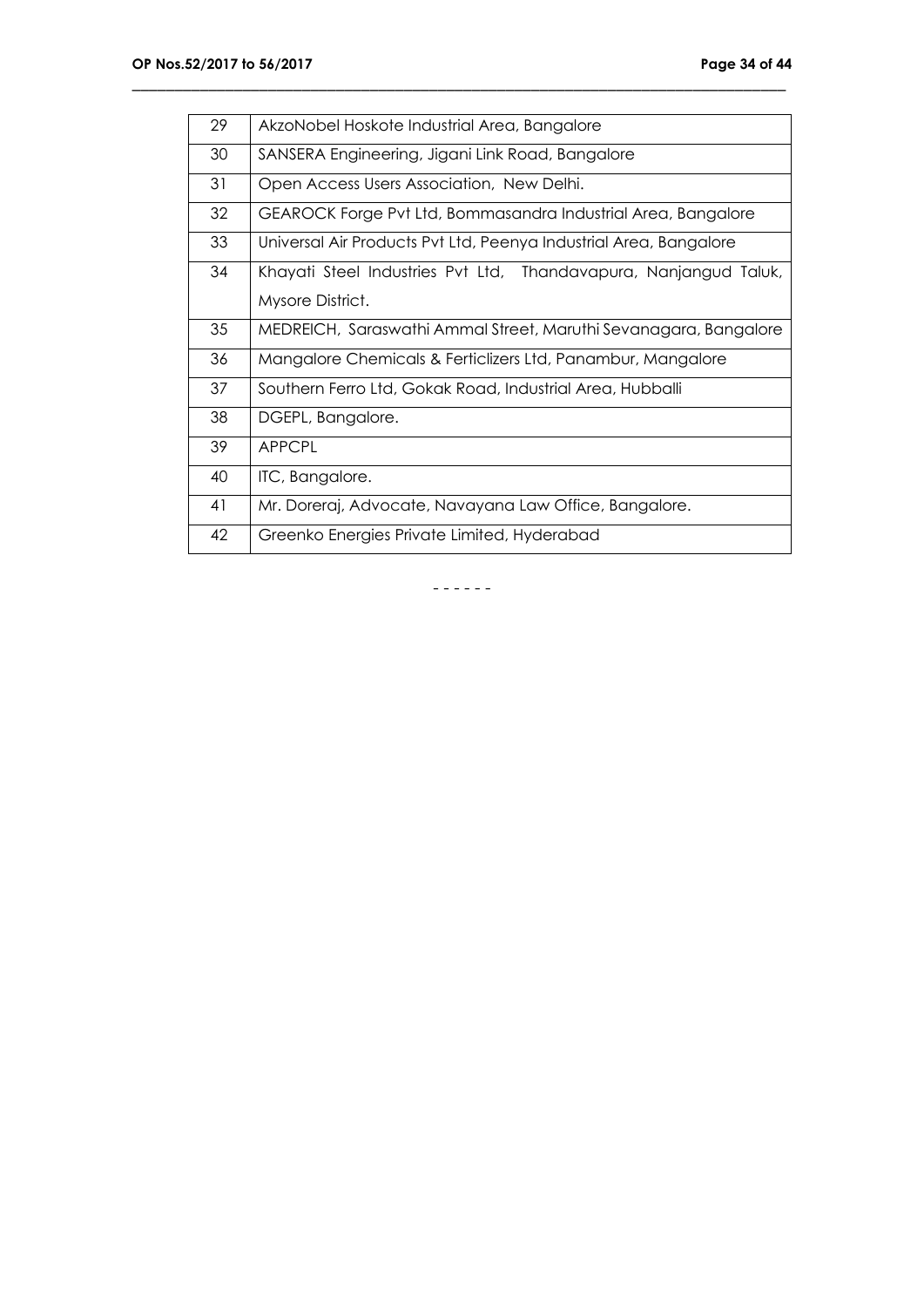| | |
|---|---|
| 29 | AkzoNobel Hoskote Industrial Area, Bangalore |
| 30 | SANSERA Engineering, Jigani Link Road, Bangalore |
| 31 | Open Access Users Association, New Delhi. |
| 32 | GEAROCK Forge Pvt Ltd, Bommasandra Industrial Area, Bangalore |
| 33 | Universal Air Products Pvt Ltd, Peenya Industrial Area, Bangalore |
| 34 | Khayati Steel Industries Pvt Ltd, Thandavapura, Nanjangud Taluk, Mysore District. |
| 35 | MEDREICH, Saraswathi Ammal Street, Maruthi Sevanagara, Bangalore |
| 36 | Mangalore Chemicals & Ferticlizers Ltd, Panambur, Mangalore |
| 37 | Southern Ferro Ltd, Gokak Road, Industrial Area, Hubballi |
| 38 | DGEPL, Bangalore. |
| 39 | APPCPL |
| 40 | ITC, Bangalore. |
| 41 | Mr. Doreraj, Advocate, Navayana Law Office, Bangalore. |
| 42 | Greenko Energies Private Limited, Hyderabad |

- - - - - -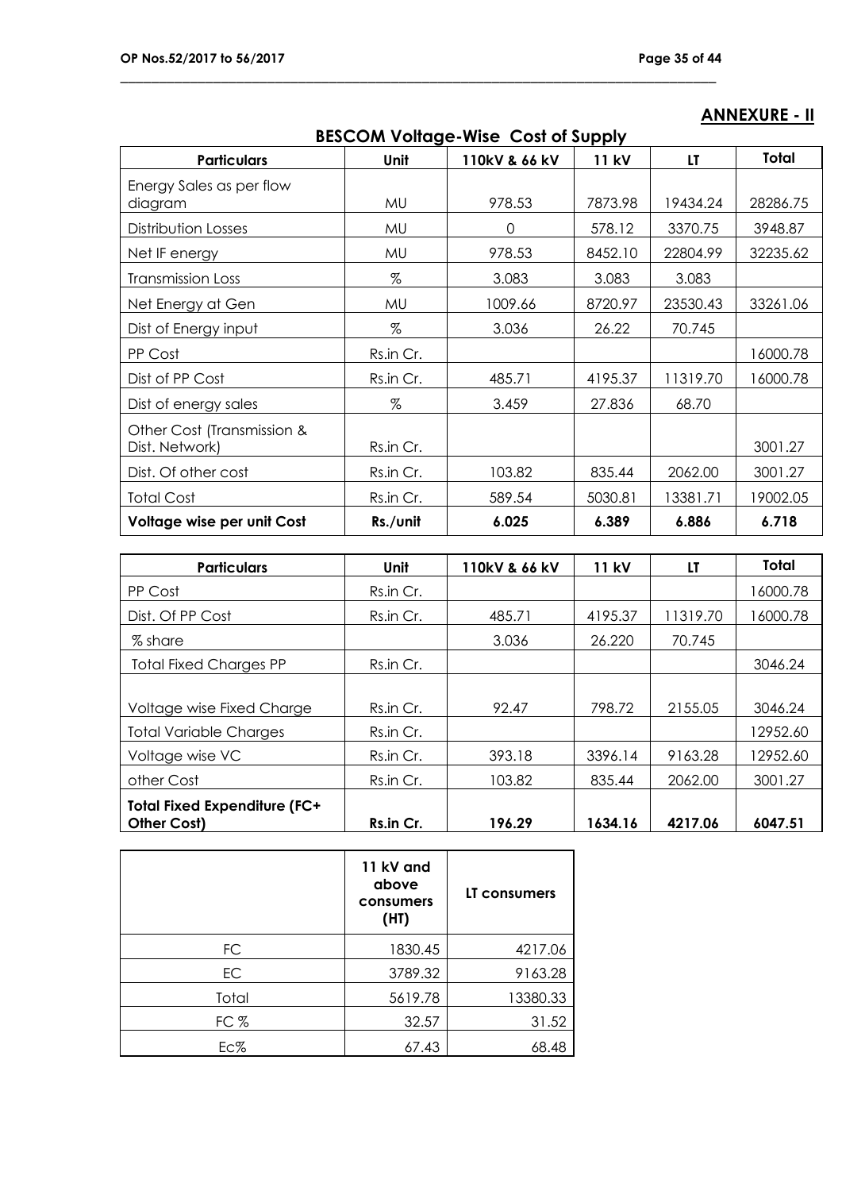## ANNEXURE - II

### BESCOM Voltage-Wise Cost of Supply

| Particulars | Unit | 110kV & 66 kV | 11 kV | LT | Total |
|---|---|---|---|---|---|
| Energy Sales as per flow diagram | MU | 978.53 | 7873.98 | 19434.24 | 28286.75 |
| Distribution Losses | MU | 0 | 578.12 | 3370.75 | 3948.87 |
| Net IF energy | MU | 978.53 | 8452.10 | 22804.99 | 32235.62 |
| Transmission Loss | % | 3.083 | 3.083 | 3.083 | |
| Net Energy at Gen | MU | 1009.66 | 8720.97 | 23530.43 | 33261.06 |
| Dist of Energy input | % | 3.036 | 26.22 | 70.745 | |
| PP Cost | Rs.in Cr. | | | | 16000.78 |
| Dist of PP Cost | Rs.in Cr. | 485.71 | 4195.37 | 11319.70 | 16000.78 |
| Dist of energy sales | % | 3.459 | 27.836 | 68.70 | |
| Other Cost (Transmission & Dist. Network) | Rs.in Cr. | | | | 3001.27 |
| Dist. Of other cost | Rs.in Cr. | 103.82 | 835.44 | 2062.00 | 3001.27 |
| Total Cost | Rs.in Cr. | 589.54 | 5030.81 | 13381.71 | 19002.05 |
| **Voltage wise per unit Cost** | **Rs./unit** | **6.025** | **6.389** | **6.886** | **6.718** |

| Particulars | Unit | 110kV & 66 kV | 11 kV | LT | Total |
|---|---|---|---|---|---|
| PP Cost | Rs.in Cr. | | | | 16000.78 |
| Dist. Of PP Cost | Rs.in Cr. | 485.71 | 4195.37 | 11319.70 | 16000.78 |
| % share | | 3.036 | 26.220 | 70.745 | |
| Total Fixed Charges PP | Rs.in Cr. | | | | 3046.24 |
| Voltage wise Fixed Charge | Rs.in Cr. | 92.47 | 798.72 | 2155.05 | 3046.24 |
| Total Variable Charges | Rs.in Cr. | | | | 12952.60 |
| Voltage wise VC | Rs.in Cr. | 393.18 | 3396.14 | 9163.28 | 12952.60 |
| other Cost | Rs.in Cr. | 103.82 | 835.44 | 2062.00 | 3001.27 |
| **Total Fixed Expenditure (FC+ Other Cost)** | **Rs.in Cr.** | **196.29** | **1634.16** | **4217.06** | **6047.51** |

| | **11 kV and above consumers (HT)** | **LT consumers** |
|---|---|---|
| FC | 1830.45 | 4217.06 |
| EC | 3789.32 | 9163.28 |
| Total | 5619.78 | 13380.33 |
| FC % | 32.57 | 31.52 |
| Ec% | 67.43 | 68.48 |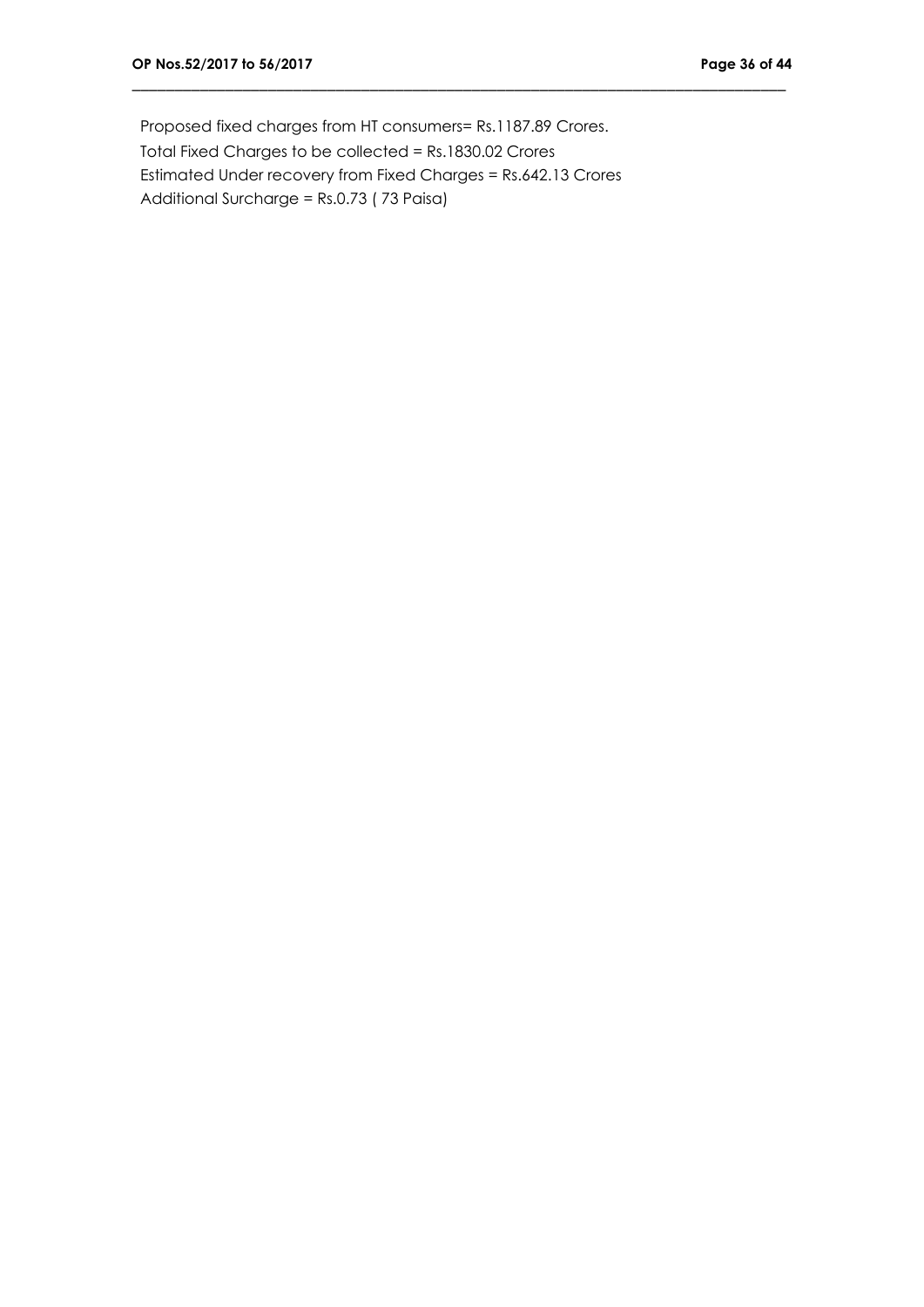Proposed fixed charges from HT consumers= Rs.1187.89 Crores.

Total Fixed Charges to be collected = Rs.1830.02 Crores

Estimated Under recovery from Fixed Charges = Rs.642.13 Crores

Additional Surcharge = Rs.0.73 ( 73 Paisa)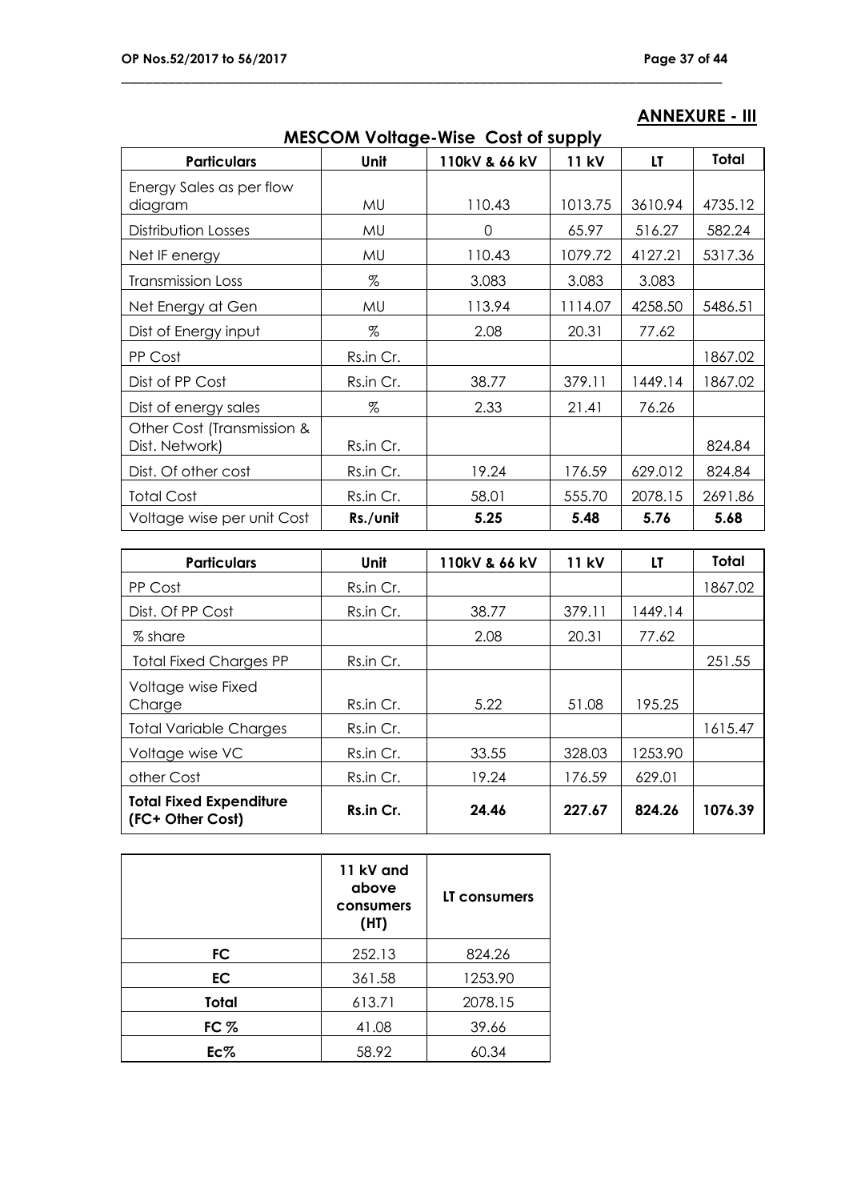## ANNEXURE - III

### MESCOM Voltage-Wise Cost of supply

| Particulars | Unit | 110kV & 66 kV | 11 kV | LT | Total |
|---|---|---|---|---|---|
| Energy Sales as per flow diagram | MU | 110.43 | 1013.75 | 3610.94 | 4735.12 |
| Distribution Losses | MU | 0 | 65.97 | 516.27 | 582.24 |
| Net IF energy | MU | 110.43 | 1079.72 | 4127.21 | 5317.36 |
| Transmission Loss | % | 3.083 | 3.083 | 3.083 | |
| Net Energy at Gen | MU | 113.94 | 1114.07 | 4258.50 | 5486.51 |
| Dist of Energy input | % | 2.08 | 20.31 | 77.62 | |
| PP Cost | Rs.in Cr. | | | | 1867.02 |
| Dist of PP Cost | Rs.in Cr. | 38.77 | 379.11 | 1449.14 | 1867.02 |
| Dist of energy sales | % | 2.33 | 21.41 | 76.26 | |
| Other Cost (Transmission & Dist. Network) | Rs.in Cr. | | | | 824.84 |
| Dist. Of other cost | Rs.in Cr. | 19.24 | 176.59 | 629.012 | 824.84 |
| Total Cost | Rs.in Cr. | 58.01 | 555.70 | 2078.15 | 2691.86 |
| **Voltage wise per unit Cost** | **Rs./unit** | **5.25** | **5.48** | **5.76** | **5.68** |

| Particulars | Unit | 110kV & 66 kV | 11 kV | LT | Total |
|---|---|---|---|---|---|
| PP Cost | Rs.in Cr. | | | | 1867.02 |
| Dist. Of PP Cost | Rs.in Cr. | 38.77 | 379.11 | 1449.14 | |
| % share | | 2.08 | 20.31 | 77.62 | |
| Total Fixed Charges PP | Rs.in Cr. | | | | 251.55 |
| Voltage wise Fixed Charge | Rs.in Cr. | 5.22 | 51.08 | 195.25 | |
| Total Variable Charges | Rs.in Cr. | | | | 1615.47 |
| Voltage wise VC | Rs.in Cr. | 33.55 | 328.03 | 1253.90 | |
| other Cost | Rs.in Cr. | 19.24 | 176.59 | 629.01 | |
| **Total Fixed Expenditure (FC+ Other Cost)** | **Rs.in Cr.** | **24.46** | **227.67** | **824.26** | **1076.39** |

| | 11 kV and above consumers (HT) | LT consumers |
|---|---|---|
| **FC** | 252.13 | 824.26 |
| **EC** | 361.58 | 1253.90 |
| **Total** | 613.71 | 2078.15 |
| **FC %** | 41.08 | 39.66 |
| **Ec%** | 58.92 | 60.34 |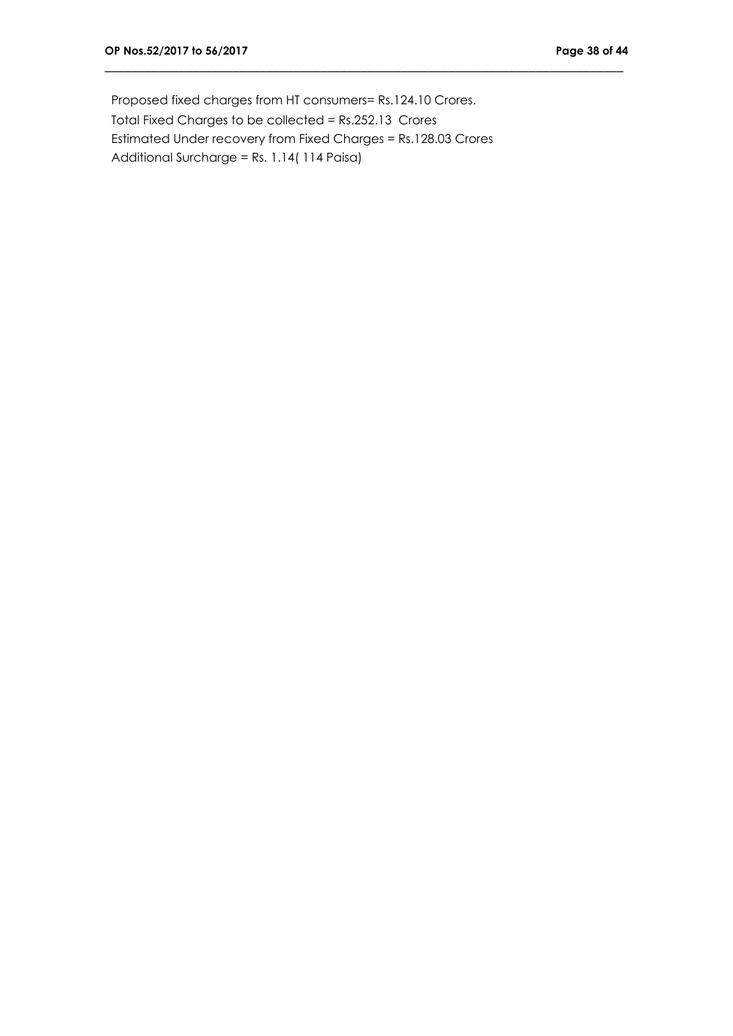Proposed fixed charges from HT consumers= Rs.124.10 Crores.

Total Fixed Charges to be collected = Rs.252.13 Crores

Estimated Under recovery from Fixed Charges = Rs.128.03 Crores

Additional Surcharge = Rs. 1.14( 114 Paisa)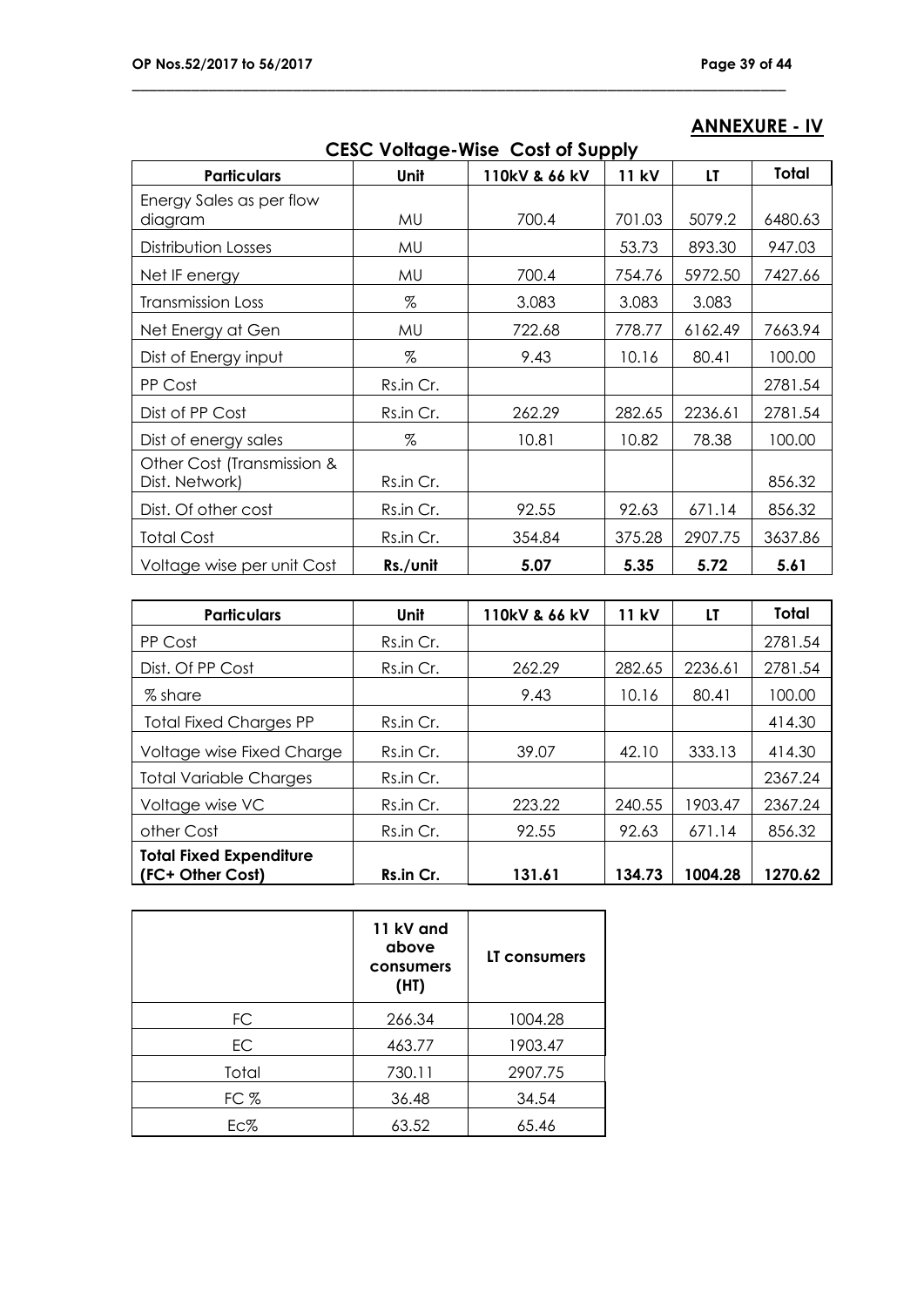## ANNEXURE - IV

### CESC Voltage-Wise Cost of Supply

| Particulars | Unit | 110kV & 66 kV | 11 kV | LT | Total |
|---|---|---|---|---|---|
| Energy Sales as per flow diagram | MU | 700.4 | 701.03 | 5079.2 | 6480.63 |
| Distribution Losses | MU | | 53.73 | 893.30 | 947.03 |
| Net IF energy | MU | 700.4 | 754.76 | 5972.50 | 7427.66 |
| Transmission Loss | % | 3.083 | 3.083 | 3.083 | |
| Net Energy at Gen | MU | 722.68 | 778.77 | 6162.49 | 7663.94 |
| Dist of Energy input | % | 9.43 | 10.16 | 80.41 | 100.00 |
| PP Cost | Rs.in Cr. | | | | 2781.54 |
| Dist of PP Cost | Rs.in Cr. | 262.29 | 282.65 | 2236.61 | 2781.54 |
| Dist of energy sales | % | 10.81 | 10.82 | 78.38 | 100.00 |
| Other Cost (Transmission & Dist. Network) | Rs.in Cr. | | | | 856.32 |
| Dist. Of other cost | Rs.in Cr. | 92.55 | 92.63 | 671.14 | 856.32 |
| Total Cost | Rs.in Cr. | 354.84 | 375.28 | 2907.75 | 3637.86 |
| Voltage wise per unit Cost | **Rs./unit** | **5.07** | **5.35** | **5.72** | **5.61** |

| Particulars | Unit | 110kV & 66 kV | 11 kV | LT | Total |
|---|---|---|---|---|---|
| PP Cost | Rs.in Cr. | | | | 2781.54 |
| Dist. Of PP Cost | Rs.in Cr. | 262.29 | 282.65 | 2236.61 | 2781.54 |
| % share | | 9.43 | 10.16 | 80.41 | 100.00 |
| Total Fixed Charges PP | Rs.in Cr. | | | | 414.30 |
| Voltage wise Fixed Charge | Rs.in Cr. | 39.07 | 42.10 | 333.13 | 414.30 |
| Total Variable Charges | Rs.in Cr. | | | | 2367.24 |
| Voltage wise VC | Rs.in Cr. | 223.22 | 240.55 | 1903.47 | 2367.24 |
| other Cost | Rs.in Cr. | 92.55 | 92.63 | 671.14 | 856.32 |
| **Total Fixed Expenditure (FC+ Other Cost)** | **Rs.in Cr.** | **131.61** | **134.73** | **1004.28** | **1270.62** |

| | 11 kV and above consumers (HT) | LT consumers |
|---|---|---|
| FC | 266.34 | 1004.28 |
| EC | 463.77 | 1903.47 |
| Total | 730.11 | 2907.75 |
| FC % | 36.48 | 34.54 |
| Ec% | 63.52 | 65.46 |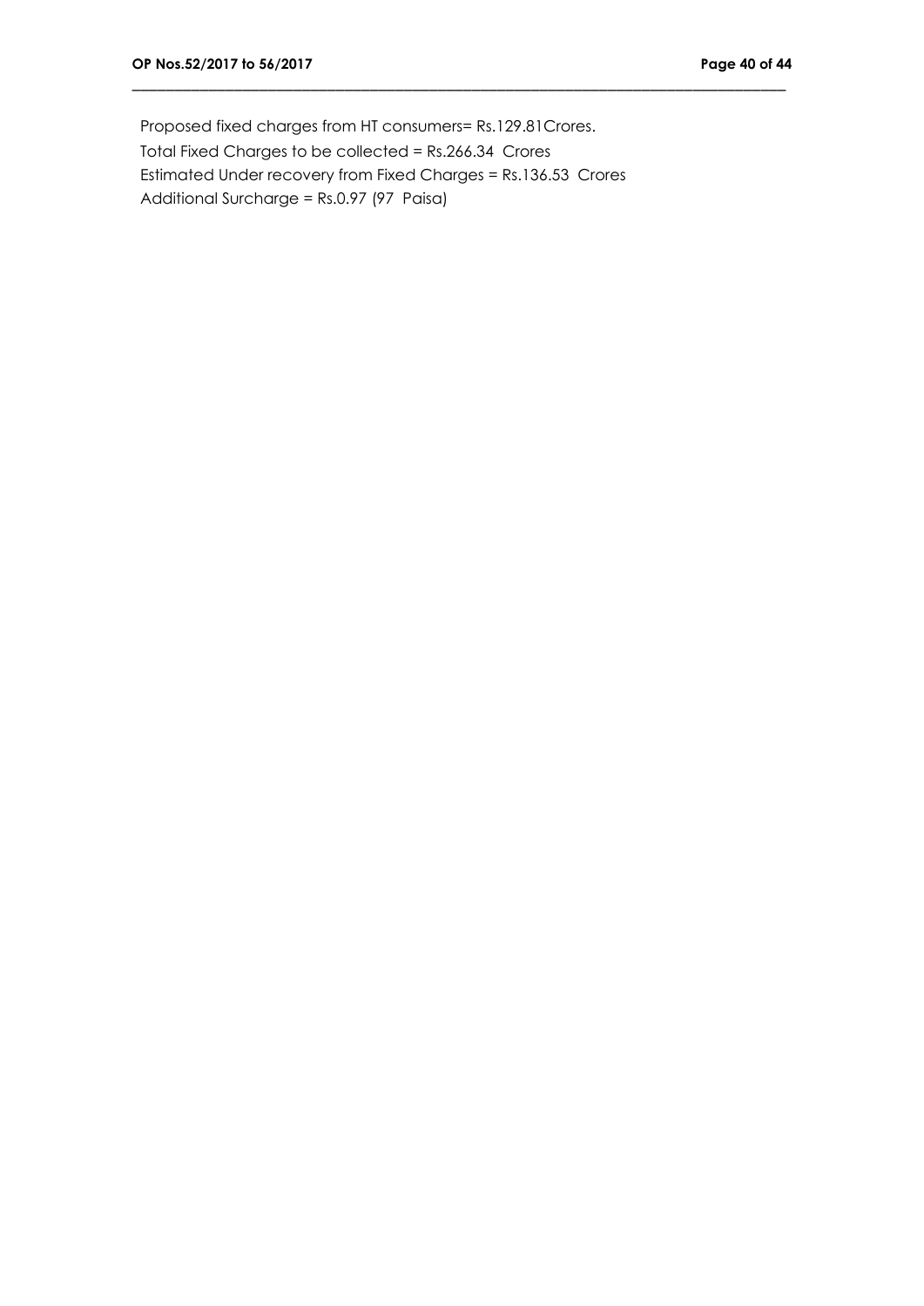Proposed fixed charges from HT consumers= Rs.129.81Crores.
Total Fixed Charges to be collected = Rs.266.34 Crores
Estimated Under recovery from Fixed Charges = Rs.136.53 Crores
Additional Surcharge = Rs.0.97 (97 Paisa)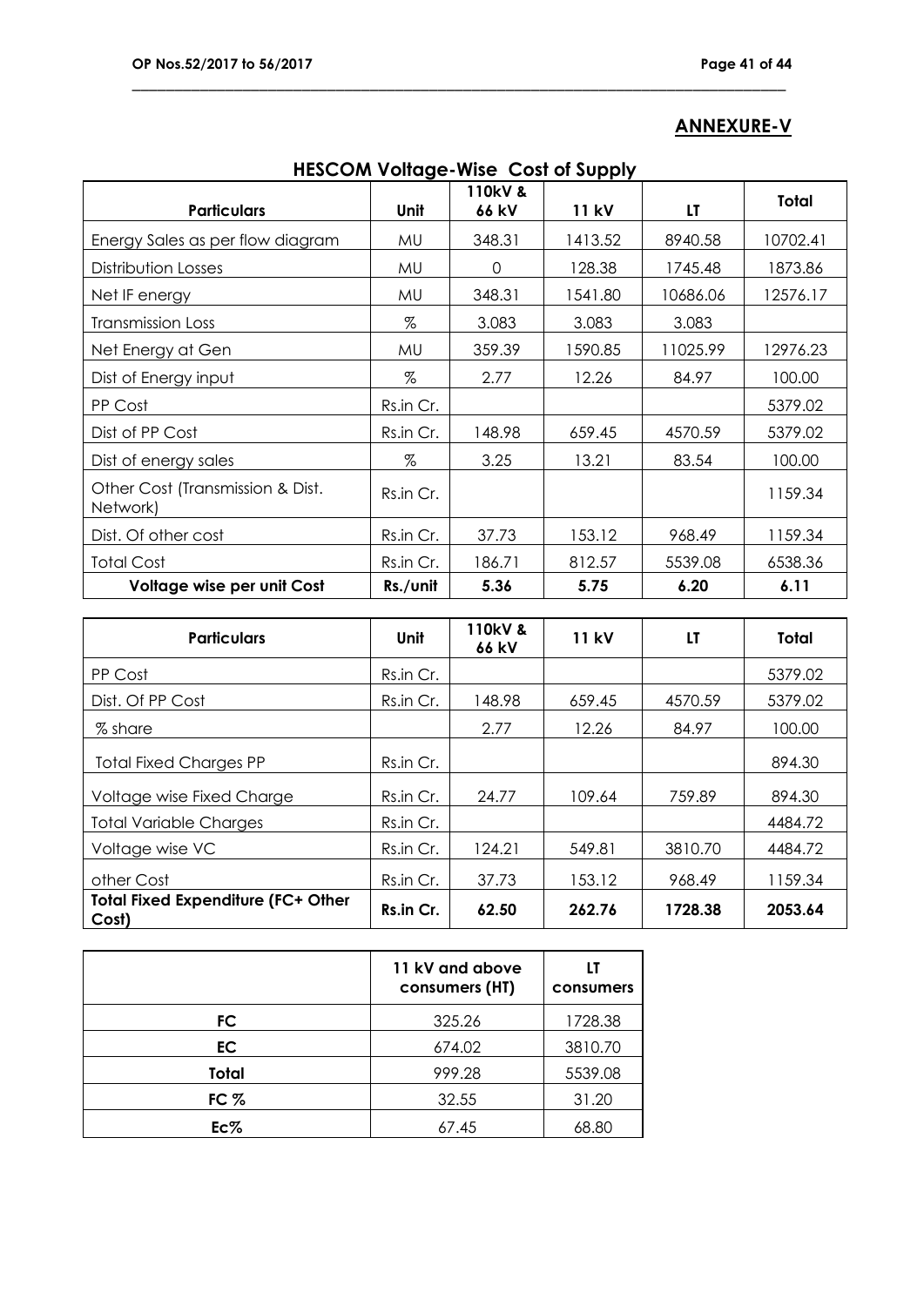## ANNEXURE-V

### HESCOM Voltage-Wise Cost of Supply

| Particulars | Unit | 110kV & 66 kV | 11 kV | LT | Total |
|---|---|---|---|---|---|
| Energy Sales as per flow diagram | MU | 348.31 | 1413.52 | 8940.58 | 10702.41 |
| Distribution Losses | MU | 0 | 128.38 | 1745.48 | 1873.86 |
| Net IF energy | MU | 348.31 | 1541.80 | 10686.06 | 12576.17 |
| Transmission Loss | % | 3.083 | 3.083 | 3.083 | |
| Net Energy at Gen | MU | 359.39 | 1590.85 | 11025.99 | 12976.23 |
| Dist of Energy input | % | 2.77 | 12.26 | 84.97 | 100.00 |
| PP Cost | Rs.in Cr. | | | | 5379.02 |
| Dist of PP Cost | Rs.in Cr. | 148.98 | 659.45 | 4570.59 | 5379.02 |
| Dist of energy sales | % | 3.25 | 13.21 | 83.54 | 100.00 |
| Other Cost (Transmission & Dist. Network) | Rs.in Cr. | | | | 1159.34 |
| Dist. Of other cost | Rs.in Cr. | 37.73 | 153.12 | 968.49 | 1159.34 |
| Total Cost | Rs.in Cr. | 186.71 | 812.57 | 5539.08 | 6538.36 |
| **Voltage wise per unit Cost** | **Rs./unit** | **5.36** | **5.75** | **6.20** | **6.11** |

| Particulars | Unit | 110kV & 66 kV | 11 kV | LT | Total |
|---|---|---|---|---|---|
| PP Cost | Rs.in Cr. | | | | 5379.02 |
| Dist. Of PP Cost | Rs.in Cr. | 148.98 | 659.45 | 4570.59 | 5379.02 |
| % share | | 2.77 | 12.26 | 84.97 | 100.00 |
| Total Fixed Charges PP | Rs.in Cr. | | | | 894.30 |
| Voltage wise Fixed Charge | Rs.in Cr. | 24.77 | 109.64 | 759.89 | 894.30 |
| Total Variable Charges | Rs.in Cr. | | | | 4484.72 |
| Voltage wise VC | Rs.in Cr. | 124.21 | 549.81 | 3810.70 | 4484.72 |
| other Cost | Rs.in Cr. | 37.73 | 153.12 | 968.49 | 1159.34 |
| **Total Fixed Expenditure (FC+ Other Cost)** | **Rs.in Cr.** | **62.50** | **262.76** | **1728.38** | **2053.64** |

| | 11 kV and above consumers (HT) | LT consumers |
|---|---|---|
| **FC** | 325.26 | 1728.38 |
| **EC** | 674.02 | 3810.70 |
| **Total** | 999.28 | 5539.08 |
| **FC %** | 32.55 | 31.20 |
| **Ec%** | 67.45 | 68.80 |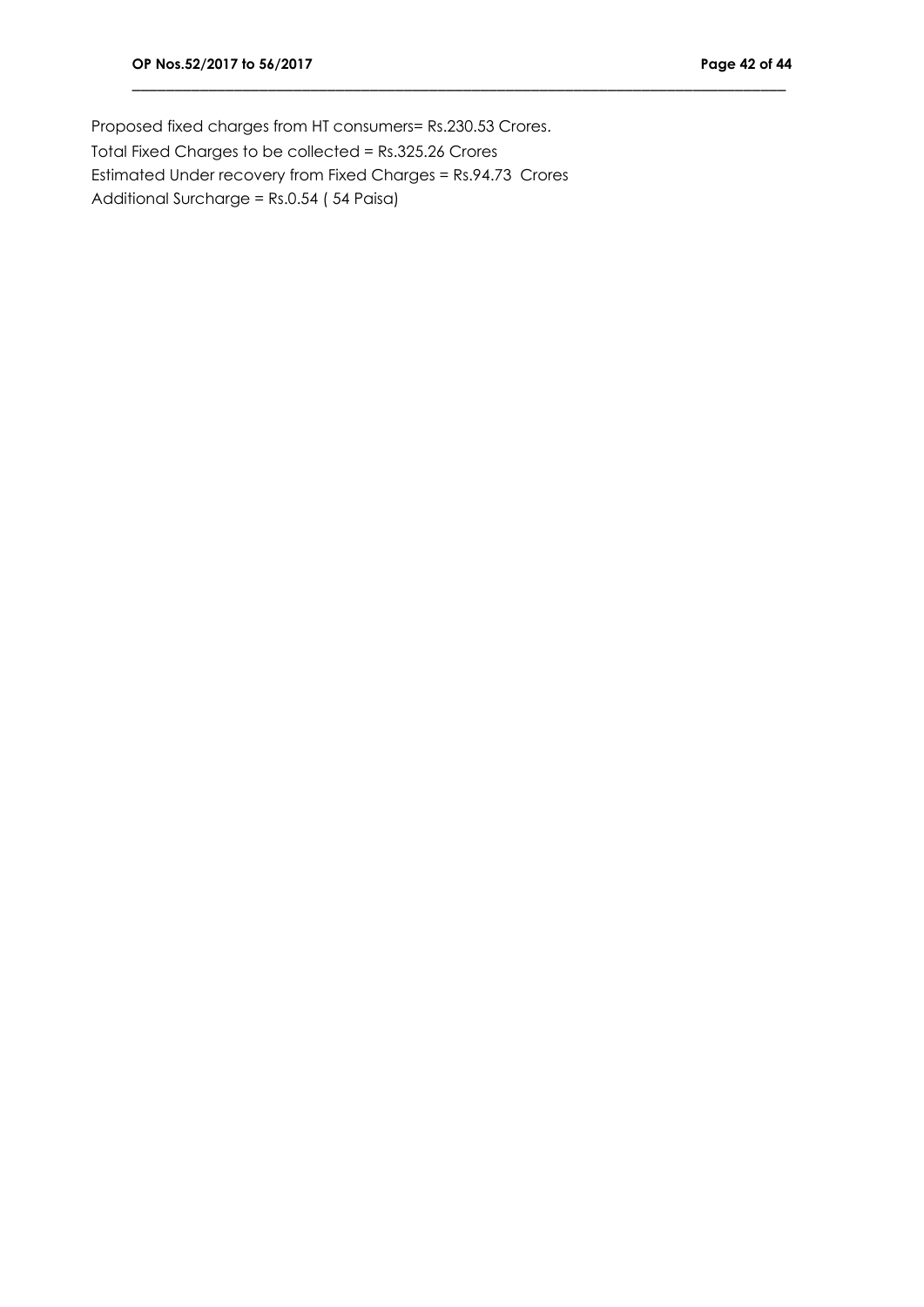Proposed fixed charges from HT consumers= Rs.230.53 Crores.

Total Fixed Charges to be collected = Rs.325.26 Crores

Estimated Under recovery from Fixed Charges = Rs.94.73 Crores

Additional Surcharge = Rs.0.54 ( 54 Paisa)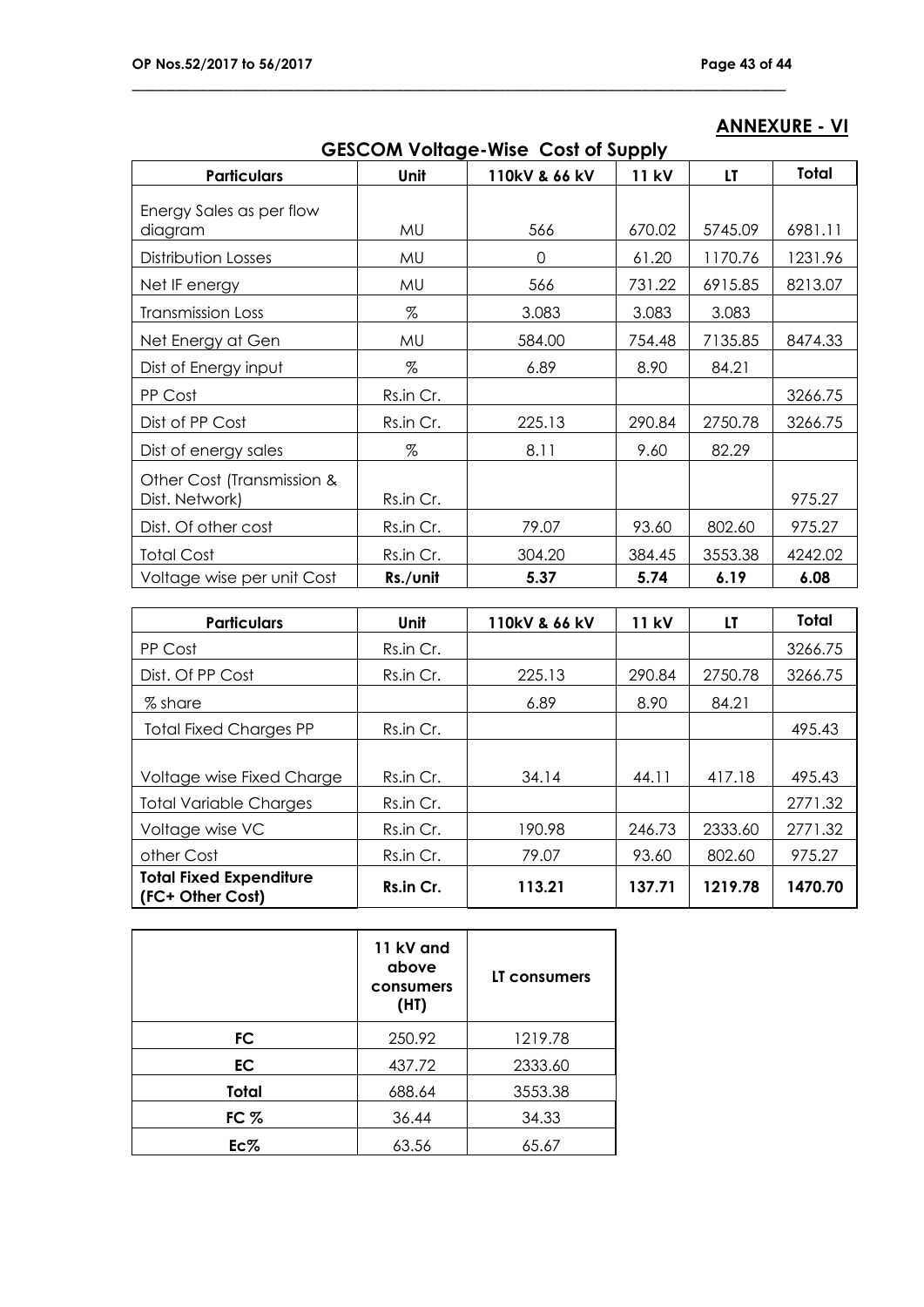## ANNEXURE - VI

### GESCOM Voltage-Wise Cost of Supply

| Particulars | Unit | 110kV & 66 kV | 11 kV | LT | Total |
|---|---|---|---|---|---|
| Energy Sales as per flow diagram | MU | 566 | 670.02 | 5745.09 | 6981.11 |
| Distribution Losses | MU | 0 | 61.20 | 1170.76 | 1231.96 |
| Net IF energy | MU | 566 | 731.22 | 6915.85 | 8213.07 |
| Transmission Loss | % | 3.083 | 3.083 | 3.083 | |
| Net Energy at Gen | MU | 584.00 | 754.48 | 7135.85 | 8474.33 |
| Dist of Energy input | % | 6.89 | 8.90 | 84.21 | |
| PP Cost | Rs.in Cr. | | | | 3266.75 |
| Dist of PP Cost | Rs.in Cr. | 225.13 | 290.84 | 2750.78 | 3266.75 |
| Dist of energy sales | % | 8.11 | 9.60 | 82.29 | |
| Other Cost (Transmission & Dist. Network) | Rs.in Cr. | | | | 975.27 |
| Dist. Of other cost | Rs.in Cr. | 79.07 | 93.60 | 802.60 | 975.27 |
| Total Cost | Rs.in Cr. | 304.20 | 384.45 | 3553.38 | 4242.02 |
| Voltage wise per unit Cost | **Rs./unit** | **5.37** | **5.74** | **6.19** | **6.08** |

| Particulars | Unit | 110kV & 66 kV | 11 kV | LT | Total |
|---|---|---|---|---|---|
| PP Cost | Rs.in Cr. | | | | 3266.75 |
| Dist. Of PP Cost | Rs.in Cr. | 225.13 | 290.84 | 2750.78 | 3266.75 |
| % share | | 6.89 | 8.90 | 84.21 | |
| Total Fixed Charges PP | Rs.in Cr. | | | | 495.43 |
| Voltage wise Fixed Charge | Rs.in Cr. | 34.14 | 44.11 | 417.18 | 495.43 |
| Total Variable Charges | Rs.in Cr. | | | | 2771.32 |
| Voltage wise VC | Rs.in Cr. | 190.98 | 246.73 | 2333.60 | 2771.32 |
| other Cost | Rs.in Cr. | 79.07 | 93.60 | 802.60 | 975.27 |
| **Total Fixed Expenditure (FC+ Other Cost)** | **Rs.in Cr.** | **113.21** | **137.71** | **1219.78** | **1470.70** |

| | 11 kV and above consumers (HT) | LT consumers |
|---|---|---|
| **FC** | 250.92 | 1219.78 |
| **EC** | 437.72 | 2333.60 |
| **Total** | 688.64 | 3553.38 |
| **FC %** | 36.44 | 34.33 |
| **Ec%** | 63.56 | 65.67 |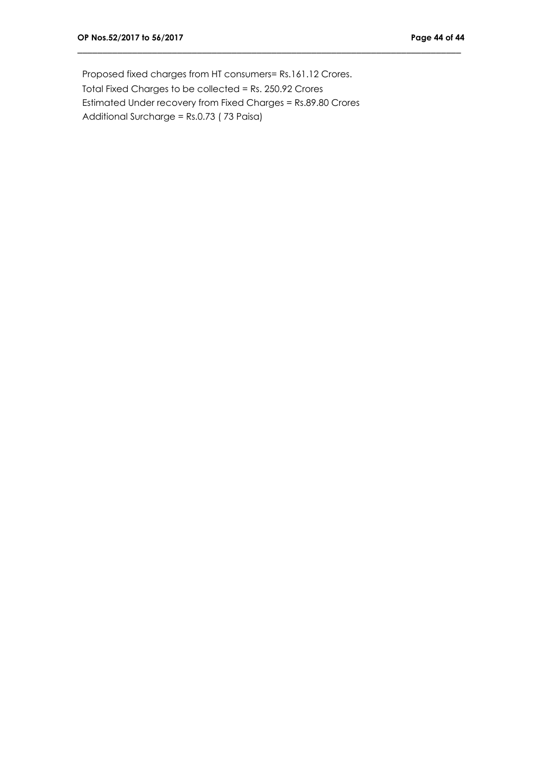Proposed fixed charges from HT consumers= Rs.161.12 Crores.

Total Fixed Charges to be collected = Rs. 250.92 Crores

Estimated Under recovery from Fixed Charges = Rs.89.80 Crores

Additional Surcharge = Rs.0.73 ( 73 Paisa)